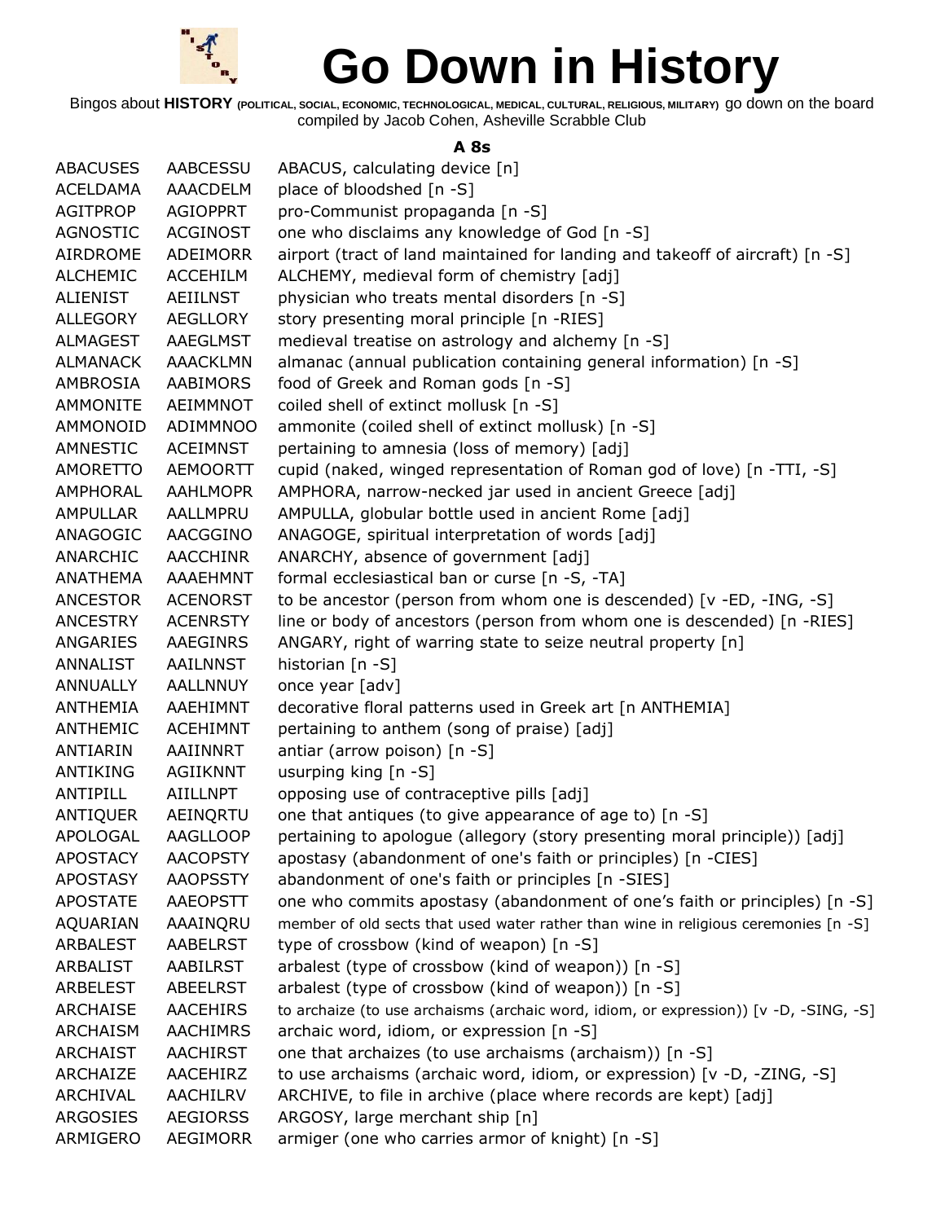# Go Down in History

Bingos about **HISTORY** (POLITICAL, SOCIAL, ECONOMIC, TECHNOLOGICAL, MEDICAL, CULTURAL, RELIGIOUS, MILITARY) go down on the board compiled by Jacob Cohen, Asheville Scrabble Club

### A 8s

| | | |
|---|---|---|
| ABACUSES | AABCESSU | ABACUS, calculating device [n] |
| ACELDAMA | AAACDELM | place of bloodshed [n -S] |
| AGITPROP | AGIOPPRT | pro-Communist propaganda [n -S] |
| AGNOSTIC | ACGINOST | one who disclaims any knowledge of God [n -S] |
| AIRDROME | ADEIMORR | airport (tract of land maintained for landing and takeoff of aircraft) [n -S] |
| ALCHEMIC | ACCEHILM | ALCHEMY, medieval form of chemistry [adj] |
| ALIENIST | AEIILNST | physician who treats mental disorders [n -S] |
| ALLEGORY | AEGLLORY | story presenting moral principle [n -RIES] |
| ALMAGEST | AAEGLMST | medieval treatise on astrology and alchemy [n -S] |
| ALMANACK | AAACKLMN | almanac (annual publication containing general information) [n -S] |
| AMBROSIA | AABIMORS | food of Greek and Roman gods [n -S] |
| AMMONITE | AEIMMNOT | coiled shell of extinct mollusk [n -S] |
| AMMONOID | ADIMMNOO | ammonite (coiled shell of extinct mollusk) [n -S] |
| AMNESTIC | ACEIMNST | pertaining to amnesia (loss of memory) [adj] |
| AMORETTO | AEMOORTT | cupid (naked, winged representation of Roman god of love) [n -TTI, -S] |
| AMPHORAL | AAHLMOPR | AMPHORA, narrow-necked jar used in ancient Greece [adj] |
| AMPULLAR | AALLMPRU | AMPULLA, globular bottle used in ancient Rome [adj] |
| ANAGOGIC | AACGGINO | ANAGOGE, spiritual interpretation of words [adj] |
| ANARCHIC | AACCHINR | ANARCHY, absence of government [adj] |
| ANATHEMA | AAAEHMNT | formal ecclesiastical ban or curse [n -S, -TA] |
| ANCESTOR | ACENORST | to be ancestor (person from whom one is descended) [v -ED, -ING, -S] |
| ANCESTRY | ACENRSTY | line or body of ancestors (person from whom one is descended) [n -RIES] |
| ANGARIES | AAEGINRS | ANGARY, right of warring state to seize neutral property [n] |
| ANNALIST | AAILNNST | historian [n -S] |
| ANNUALLY | AALLNNUY | once year [adv] |
| ANTHEMIA | AAEHIMNT | decorative floral patterns used in Greek art [n ANTHEMIA] |
| ANTHEMIC | ACEHIMNT | pertaining to anthem (song of praise) [adj] |
| ANTIARIN | AAIINNRT | antiar (arrow poison) [n -S] |
| ANTIKING | AGIIKNNT | usurping king [n -S] |
| ANTIPILL | AIILLNPT | opposing use of contraceptive pills [adj] |
| ANTIQUER | AEINQRTU | one that antiques (to give appearance of age to) [n -S] |
| APOLOGAL | AAGLLOOP | pertaining to apologue (allegory (story presenting moral principle)) [adj] |
| APOSTACY | AACOPSTY | apostasy (abandonment of one's faith or principles) [n -CIES] |
| APOSTASY | AAOPSSTY | abandonment of one's faith or principles [n -SIES] |
| APOSTATE | AAEOPSTT | one who commits apostasy (abandonment of one's faith or principles) [n -S] |
| AQUARIAN | AAAINQRU | member of old sects that used water rather than wine in religious ceremonies [n -S] |
| ARBALEST | AABELRST | type of crossbow (kind of weapon) [n -S] |
| ARBALIST | AABILRST | arbalest (type of crossbow (kind of weapon)) [n -S] |
| ARBELEST | ABEELRST | arbalest (type of crossbow (kind of weapon)) [n -S] |
| ARCHAISE | AACEHIRS | to archaize (to use archaisms (archaic word, idiom, or expression)) [v -D, -SING, -S] |
| ARCHAISM | AACHIMRS | archaic word, idiom, or expression [n -S] |
| ARCHAIST | AACHIRST | one that archaizes (to use archaisms (archaism)) [n -S] |
| ARCHAIZE | AACEHIRZ | to use archaisms (archaic word, idiom, or expression) [v -D, -ZING, -S] |
| ARCHIVAL | AACHILRV | ARCHIVE, to file in archive (place where records are kept) [adj] |
| ARGOSIES | AEGIORSS | ARGOSY, large merchant ship [n] |
| ARMIGERO | AEGIMORR | armiger (one who carries armor of knight) [n -S] |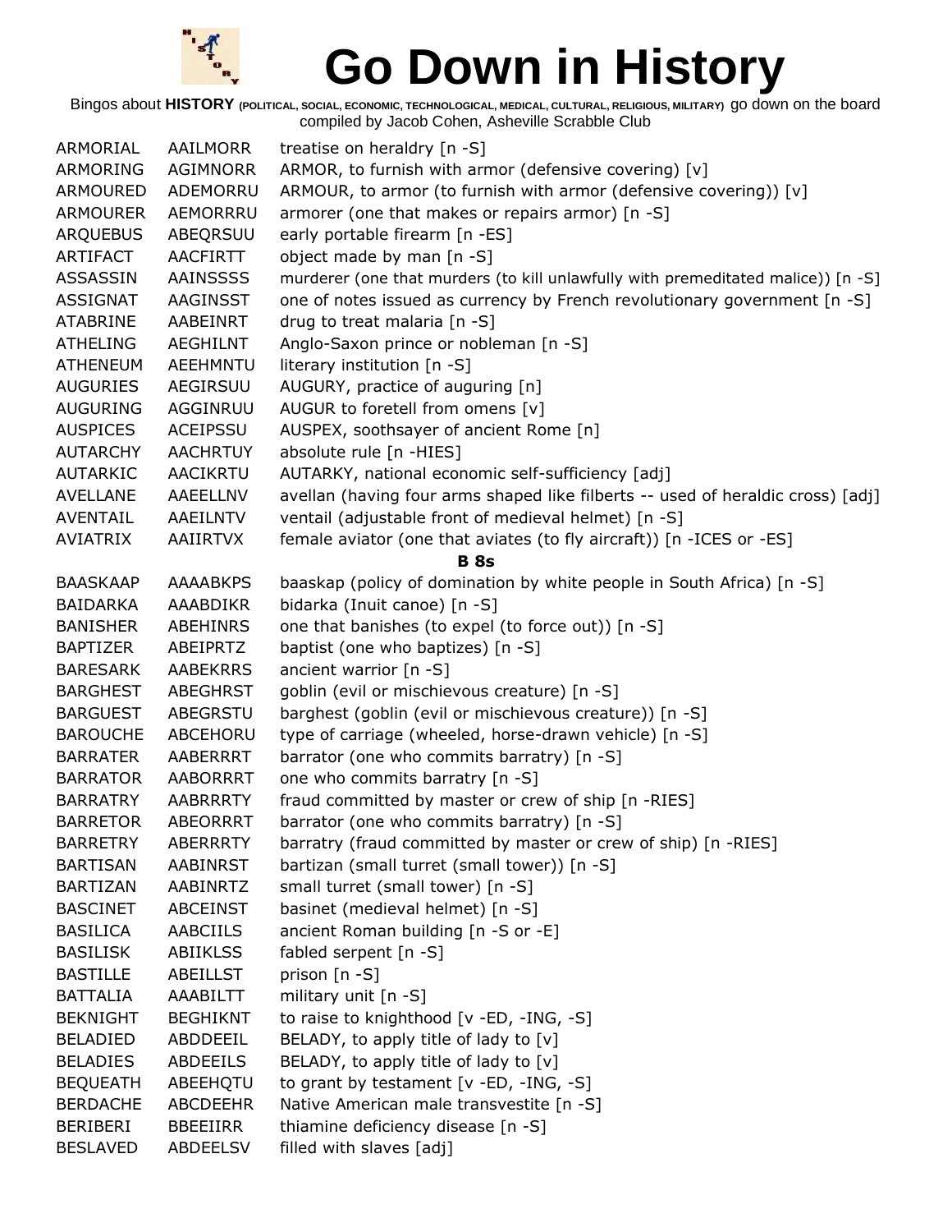# Go Down in History

Bingos about **HISTORY** (POLITICAL, SOCIAL, ECONOMIC, TECHNOLOGICAL, MEDICAL, CULTURAL, RELIGIOUS, MILITARY) go down on the board
compiled by Jacob Cohen, Asheville Scrabble Club

| | | |
|---|---|---|
| ARMORIAL | AAILMORR | treatise on heraldry [n -S] |
| ARMORING | AGIMNORR | ARMOR, to furnish with armor (defensive covering) [v] |
| ARMOURED | ADEMORRU | ARMOUR, to armor (to furnish with armor (defensive covering)) [v] |
| ARMOURER | AEMORRRU | armorer (one that makes or repairs armor) [n -S] |
| ARQUEBUS | ABEQRSUU | early portable firearm [n -ES] |
| ARTIFACT | AACFIRTT | object made by man [n -S] |
| ASSASSIN | AAINSSSS | murderer (one that murders (to kill unlawfully with premeditated malice)) [n -S] |
| ASSIGNAT | AAGINSST | one of notes issued as currency by French revolutionary government [n -S] |
| ATABRINE | AABEINRT | drug to treat malaria [n -S] |
| ATHELING | AEGHILNT | Anglo-Saxon prince or nobleman [n -S] |
| ATHENEUM | AEEHMNTU | literary institution [n -S] |
| AUGURIES | AEGIRSUU | AUGURY, practice of auguring [n] |
| AUGURING | AGGINRUU | AUGUR to foretell from omens [v] |
| AUSPICES | ACEIPSSU | AUSPEX, soothsayer of ancient Rome [n] |
| AUTARCHY | AACHRTUY | absolute rule [n -HIES] |
| AUTARKIC | AACIKRTU | AUTARKY, national economic self-sufficiency [adj] |
| AVELLANE | AAEELLNV | avellan (having four arms shaped like filberts -- used of heraldic cross) [adj] |
| AVENTAIL | AAEILNTV | ventail (adjustable front of medieval helmet) [n -S] |
| AVIATRIX | AAIIRTVX | female aviator (one that aviates (to fly aircraft)) [n -ICES or -ES] |

**B 8s**

| | | |
|---|---|---|
| BAASKAAP | AAAABKPS | baaskap (policy of domination by white people in South Africa) [n -S] |
| BAIDARKA | AAABDIKR | bidarka (Inuit canoe) [n -S] |
| BANISHER | ABEHINRS | one that banishes (to expel (to force out)) [n -S] |
| BAPTIZER | ABEIPRTZ | baptist (one who baptizes) [n -S] |
| BARESARK | AABEKRRS | ancient warrior [n -S] |
| BARGHEST | ABEGHRST | goblin (evil or mischievous creature) [n -S] |
| BARGUEST | ABEGRSTU | barghest (goblin (evil or mischievous creature)) [n -S] |
| BAROUCHE | ABCEHORU | type of carriage (wheeled, horse-drawn vehicle) [n -S] |
| BARRATER | AABERRRT | barrator (one who commits barratry) [n -S] |
| BARRATOR | AABORRRT | one who commits barratry [n -S] |
| BARRATRY | AABRRRTY | fraud committed by master or crew of ship [n -RIES] |
| BARRETOR | ABEORRRT | barrator (one who commits barratry) [n -S] |
| BARRETRY | ABERRRTY | barratry (fraud committed by master or crew of ship) [n -RIES] |
| BARTISAN | AABINRST | bartizan (small turret (small tower)) [n -S] |
| BARTIZAN | AABINRTZ | small turret (small tower) [n -S] |
| BASCINET | ABCEINST | basinet (medieval helmet) [n -S] |
| BASILICA | AABCIILS | ancient Roman building [n -S or -E] |
| BASILISK | ABIIKLSS | fabled serpent [n -S] |
| BASTILLE | ABEILLST | prison [n -S] |
| BATTALIA | AAABILTT | military unit [n -S] |
| BEKNIGHT | BEGHIKNT | to raise to knighthood [v -ED, -ING, -S] |
| BELADIED | ABDDEEIL | BELADY, to apply title of lady to [v] |
| BELADIES | ABDEEILS | BELADY, to apply title of lady to [v] |
| BEQUEATH | ABEEHQTU | to grant by testament [v -ED, -ING, -S] |
| BERDACHE | ABCDEEHR | Native American male transvestite [n -S] |
| BERIBERI | BBEEIIRR | thiamine deficiency disease [n -S] |
| BESLAVED | ABDEELSV | filled with slaves [adj] |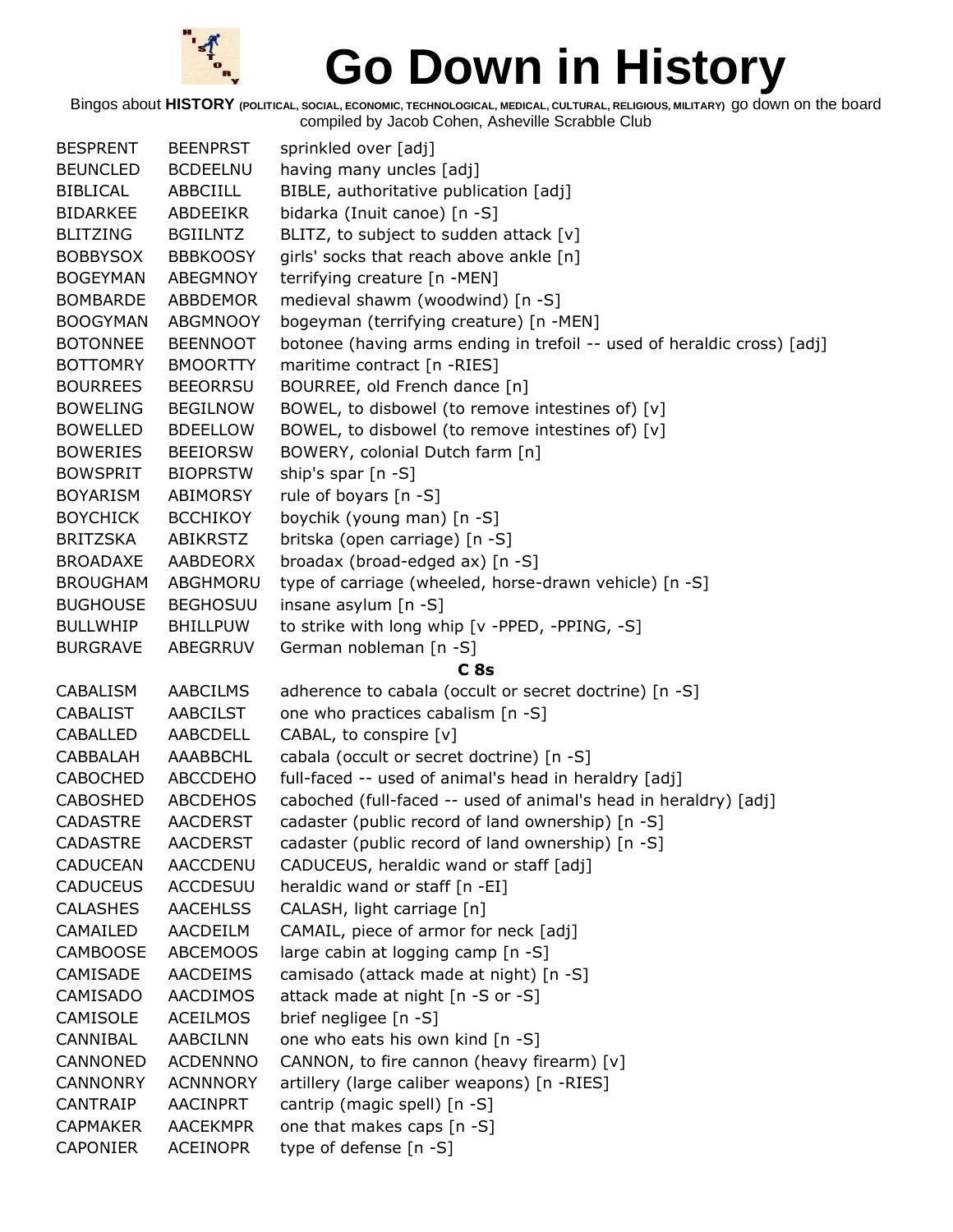# Go Down in History

Bingos about **HISTORY** (POLITICAL, SOCIAL, ECONOMIC, TECHNOLOGICAL, MEDICAL, CULTURAL, RELIGIOUS, MILITARY) go down on the board
compiled by Jacob Cohen, Asheville Scrabble Club

| | | |
|---|---|---|
| BESPRENT | BEENPRST | sprinkled over [adj] |
| BEUNCLED | BCDEELNU | having many uncles [adj] |
| BIBLICAL | ABBCIILL | BIBLE, authoritative publication [adj] |
| BIDARKEE | ABDEEIKR | bidarka (Inuit canoe) [n -S] |
| BLITZING | BGIILNTZ | BLITZ, to subject to sudden attack [v] |
| BOBBYSOX | BBBKOOSY | girls' socks that reach above ankle [n] |
| BOGEYMAN | ABEGMNOY | terrifying creature [n -MEN] |
| BOMBARDE | ABBDEMOR | medieval shawm (woodwind) [n -S] |
| BOOGYMAN | ABGMNOOY | bogeyman (terrifying creature) [n -MEN] |
| BOTONNEE | BEENNOOT | botonee (having arms ending in trefoil -- used of heraldic cross) [adj] |
| BOTTOMRY | BMOORTTY | maritime contract [n -RIES] |
| BOURREES | BEEORRSU | BOURREE, old French dance [n] |
| BOWELING | BEGILNOW | BOWEL, to disbowel (to remove intestines of) [v] |
| BOWELLED | BDEELLOW | BOWEL, to disbowel (to remove intestines of) [v] |
| BOWERIES | BEEIORSW | BOWERY, colonial Dutch farm [n] |
| BOWSPRIT | BIOPRSTW | ship's spar [n -S] |
| BOYARISM | ABIMORSY | rule of boyars [n -S] |
| BOYCHICK | BCCHIKOY | boychik (young man) [n -S] |
| BRITZSKA | ABIKRSTZ | britska (open carriage) [n -S] |
| BROADAXE | AABDEORX | broadax (broad-edged ax) [n -S] |
| BROUGHAM | ABGHMORU | type of carriage (wheeled, horse-drawn vehicle) [n -S] |
| BUGHOUSE | BEGHOSUU | insane asylum [n -S] |
| BULLWHIP | BHILLPUW | to strike with long whip [v -PPED, -PPING, -S] |
| BURGRAVE | ABEGRRUV | German nobleman [n -S] |

**C 8s**

| | | |
|---|---|---|
| CABALISM | AABCILMS | adherence to cabala (occult or secret doctrine) [n -S] |
| CABALIST | AABCILST | one who practices cabalism [n -S] |
| CABALLED | AABCDELL | CABAL, to conspire [v] |
| CABBALAH | AAABBCHL | cabala (occult or secret doctrine) [n -S] |
| CABOCHED | ABCCDEHO | full-faced -- used of animal's head in heraldry [adj] |
| CABOSHED | ABCDEHOS | caboched (full-faced -- used of animal's head in heraldry) [adj] |
| CADASTRE | AACDERST | cadaster (public record of land ownership) [n -S] |
| CADASTRE | AACDERST | cadaster (public record of land ownership) [n -S] |
| CADUCEAN | AACCDENU | CADUCEUS, heraldic wand or staff [adj] |
| CADUCEUS | ACCDESUU | heraldic wand or staff [n -EI] |
| CALASHES | AACEHLSS | CALASH, light carriage [n] |
| CAMAILED | AACDEILM | CAMAIL, piece of armor for neck [adj] |
| CAMBOOSE | ABCEMOOS | large cabin at logging camp [n -S] |
| CAMISADE | AACDEIMS | camisado (attack made at night) [n -S] |
| CAMISADO | AACDIMOS | attack made at night [n -S or -S] |
| CAMISOLE | ACEILMOS | brief negligee [n -S] |
| CANNIBAL | AABCILNN | one who eats his own kind [n -S] |
| CANNONED | ACDENNNO | CANNON, to fire cannon (heavy firearm) [v] |
| CANNONRY | ACNNNORY | artillery (large caliber weapons) [n -RIES] |
| CANTRAIP | AACINPRT | cantrip (magic spell) [n -S] |
| CAPMAKER | AACEKMPR | one that makes caps [n -S] |
| CAPONIER | ACEINOPR | type of defense [n -S] |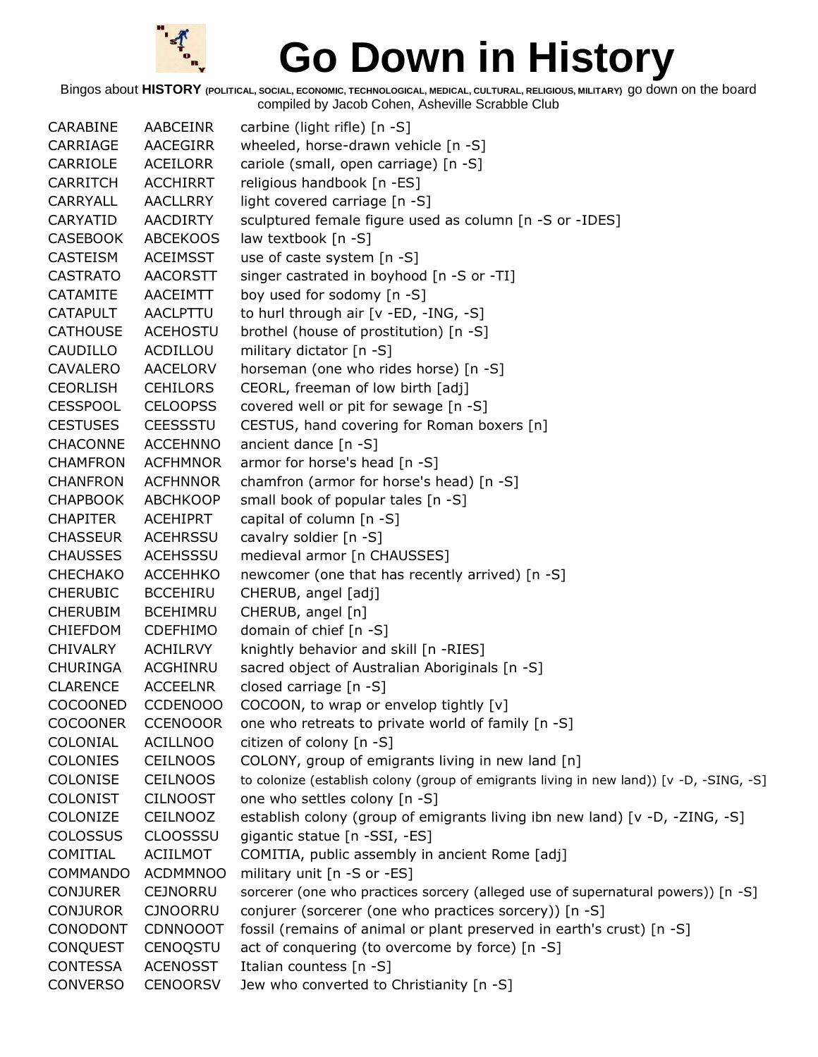# Go Down in History

Bingos about **HISTORY** (POLITICAL, SOCIAL, ECONOMIC, TECHNOLOGICAL, MEDICAL, CULTURAL, RELIGIOUS, MILITARY) go down on the board compiled by Jacob Cohen, Asheville Scrabble Club

| | | |
|---|---|---|
| CARABINE | AABCEINR | carbine (light rifle) [n -S] |
| CARRIAGE | AACEGIRR | wheeled, horse-drawn vehicle [n -S] |
| CARRIOLE | ACEILORR | cariole (small, open carriage) [n -S] |
| CARRITCH | ACCHIRRT | religious handbook [n -ES] |
| CARRYALL | AACLLRRY | light covered carriage [n -S] |
| CARYATID | AACDIRTY | sculptured female figure used as column [n -S or -IDES] |
| CASEBOOK | ABCEKOOS | law textbook [n -S] |
| CASTEISM | ACEIMSST | use of caste system [n -S] |
| CASTRATO | AACORSTT | singer castrated in boyhood [n -S or -TI] |
| CATAMITE | AACEIMTT | boy used for sodomy [n -S] |
| CATAPULT | AACLPTTU | to hurl through air [v -ED, -ING, -S] |
| CATHOUSE | ACEHOSTU | brothel (house of prostitution) [n -S] |
| CAUDILLO | ACDILLOU | military dictator [n -S] |
| CAVALERO | AACELORV | horseman (one who rides horse) [n -S] |
| CEORLISH | CEHILORS | CEORL, freeman of low birth [adj] |
| CESSPOOL | CELOOPSS | covered well or pit for sewage [n -S] |
| CESTUSES | CEESSSTU | CESTUS, hand covering for Roman boxers [n] |
| CHACONNE | ACCEHNNO | ancient dance [n -S] |
| CHAMFRON | ACFHMNOR | armor for horse's head [n -S] |
| CHANFRON | ACFHNNOR | chamfron (armor for horse's head) [n -S] |
| CHAPBOOK | ABCHKOOP | small book of popular tales [n -S] |
| CHAPITER | ACEHIPRT | capital of column [n -S] |
| CHASSEUR | ACEHRSSU | cavalry soldier [n -S] |
| CHAUSSES | ACEHSSSU | medieval armor [n CHAUSSES] |
| CHECHAKO | ACCEHHKO | newcomer (one that has recently arrived) [n -S] |
| CHERUBIC | BCCEHIRU | CHERUB, angel [adj] |
| CHERUBIM | BCEHIMRU | CHERUB, angel [n] |
| CHIEFDOM | CDEFHIMO | domain of chief [n -S] |
| CHIVALRY | ACHILRVY | knightly behavior and skill [n -RIES] |
| CHURINGA | ACGHINRU | sacred object of Australian Aboriginals [n -S] |
| CLARENCE | ACCEELNR | closed carriage [n -S] |
| COCOONED | CCDENOOO | COCOON, to wrap or envelop tightly [v] |
| COCOONER | CCENOOOR | one who retreats to private world of family [n -S] |
| COLONIAL | ACILLNOO | citizen of colony [n -S] |
| COLONIES | CEILNOOS | COLONY, group of emigrants living in new land [n] |
| COLONISE | CEILNOOS | to colonize (establish colony (group of emigrants living in new land)) [v -D, -SING, -S] |
| COLONIST | CILNOOST | one who settles colony [n -S] |
| COLONIZE | CEILNOOZ | establish colony (group of emigrants living ibn new land) [v -D, -ZING, -S] |
| COLOSSUS | CLOOSSSU | gigantic statue [n -SSI, -ES] |
| COMITIAL | ACIILMOT | COMITIA, public assembly in ancient Rome [adj] |
| COMMANDO | ACDMMNOO | military unit [n -S or -ES] |
| CONJURER | CEJNORRU | sorcerer (one who practices sorcery (alleged use of supernatural powers)) [n -S] |
| CONJUROR | CJNOORRU | conjurer (sorcerer (one who practices sorcery)) [n -S] |
| CONODONT | CDNNOOOT | fossil (remains of animal or plant preserved in earth's crust) [n -S] |
| CONQUEST | CENOQSTU | act of conquering (to overcome by force) [n -S] |
| CONTESSA | ACENOSST | Italian countess [n -S] |
| CONVERSO | CENOORSV | Jew who converted to Christianity [n -S] |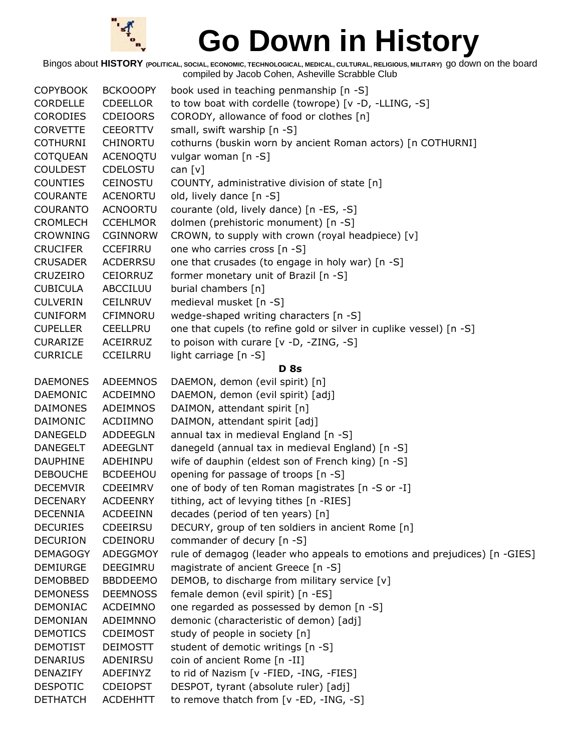# Go Down in History

Bingos about **HISTORY** (POLITICAL, SOCIAL, ECONOMIC, TECHNOLOGICAL, MEDICAL, CULTURAL, RELIGIOUS, MILITARY) go down on the board
compiled by Jacob Cohen, Asheville Scrabble Club

| | | |
|---|---|---|
| COPYBOOK | BCKOOOPY | book used in teaching penmanship [n -S] |
| CORDELLE | CDEELLOR | to tow boat with cordelle (towrope) [v -D, -LLING, -S] |
| CORODIES | CDEIOORS | CORODY, allowance of food or clothes [n] |
| CORVETTE | CEEORTTV | small, swift warship [n -S] |
| COTHURNI | CHINORTU | cothurns (buskin worn by ancient Roman actors) [n COTHURNI] |
| COTQUEAN | ACENOQTU | vulgar woman [n -S] |
| COULDEST | CDELOSTU | can [v] |
| COUNTIES | CEINOSTU | COUNTY, administrative division of state [n] |
| COURANTE | ACENORTU | old, lively dance [n -S] |
| COURANTO | ACNOORTU | courante (old, lively dance) [n -ES, -S] |
| CROMLECH | CCEHLMOR | dolmen (prehistoric monument) [n -S] |
| CROWNING | CGINNORW | CROWN, to supply with crown (royal headpiece) [v] |
| CRUCIFER | CCEFIRRU | one who carries cross [n -S] |
| CRUSADER | ACDERRSU | one that crusades (to engage in holy war) [n -S] |
| CRUZEIRO | CEIORRUZ | former monetary unit of Brazil [n -S] |
| CUBICULA | ABCCILUU | burial chambers [n] |
| CULVERIN | CEILNRUV | medieval musket [n -S] |
| CUNIFORM | CFIMNORU | wedge-shaped writing characters [n -S] |
| CUPELLER | CEELLPRU | one that cupels (to refine gold or silver in cuplike vessel) [n -S] |
| CURARIZE | ACEIRRUZ | to poison with curare [v -D, -ZING, -S] |
| CURRICLE | CCEILRRU | light carriage [n -S] |

**D 8s**

| | | |
|---|---|---|
| DAEMONES | ADEEMNOS | DAEMON, demon (evil spirit) [n] |
| DAEMONIC | ACDEIMNO | DAEMON, demon (evil spirit) [adj] |
| DAIMONES | ADEIMNOS | DAIMON, attendant spirit [n] |
| DAIMONIC | ACDIIMNO | DAIMON, attendant spirit [adj] |
| DANEGELD | ADDEEGLN | annual tax in medieval England [n -S] |
| DANEGELT | ADEEGLNT | danegeld (annual tax in medieval England) [n -S] |
| DAUPHINE | ADEHINPU | wife of dauphin (eldest son of French king) [n -S] |
| DEBOUCHE | BCDEEHOU | opening for passage of troops [n -S] |
| DECEMVIR | CDEEIMRV | one of body of ten Roman magistrates [n -S or -I] |
| DECENARY | ACDEENRY | tithing, act of levying tithes [n -RIES] |
| DECENNIA | ACDEEINN | decades (period of ten years) [n] |
| DECURIES | CDEEIRSU | DECURY, group of ten soldiers in ancient Rome [n] |
| DECURION | CDEINORU | commander of decury [n -S] |
| DEMAGOGY | ADEGGMOY | rule of demagog (leader who appeals to emotions and prejudices) [n -GIES] |
| DEMIURGE | DEEGIMRU | magistrate of ancient Greece [n -S] |
| DEMOBBED | BBDDEEMO | DEMOB, to discharge from military service [v] |
| DEMONESS | DEEMNOSS | female demon (evil spirit) [n -ES] |
| DEMONIAC | ACDEIMNO | one regarded as possessed by demon [n -S] |
| DEMONIAN | ADEIMNNO | demonic (characteristic of demon) [adj] |
| DEMOTICS | CDEIMOST | study of people in society [n] |
| DEMOTIST | DEIMOSTT | student of demotic writings [n -S] |
| DENARIUS | ADENIRSU | coin of ancient Rome [n -II] |
| DENAZIFY | ADEFINYZ | to rid of Nazism [v -FIED, -ING, -FIES] |
| DESPOTIC | CDEIOPST | DESPOT, tyrant (absolute ruler) [adj] |
| DETHATCH | ACDEHHTT | to remove thatch from [v -ED, -ING, -S] |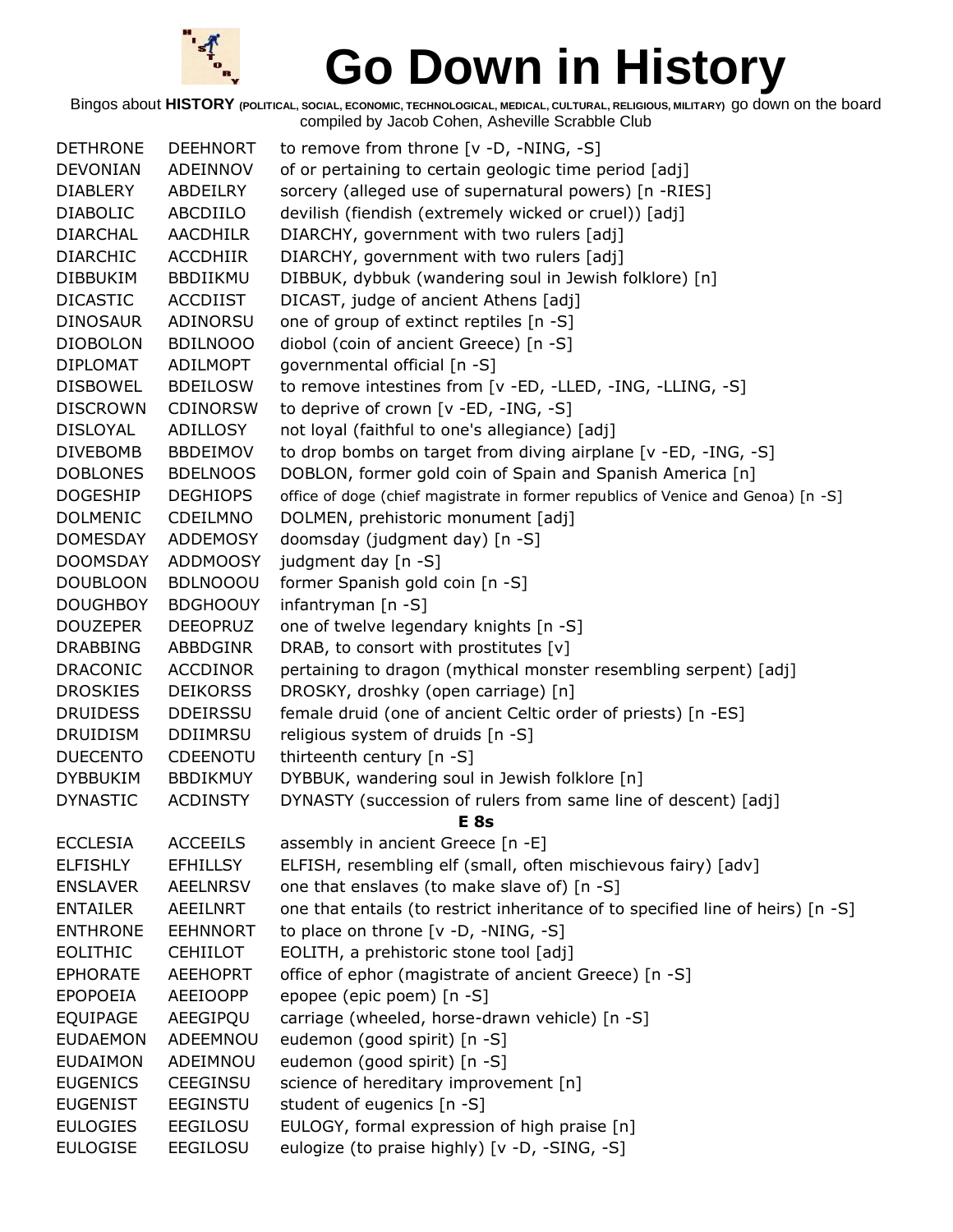# Go Down in History

Bingos about **HISTORY** (POLITICAL, SOCIAL, ECONOMIC, TECHNOLOGICAL, MEDICAL, CULTURAL, RELIGIOUS, MILITARY) go down on the board compiled by Jacob Cohen, Asheville Scrabble Club

| | | |
|---|---|---|
| DETHRONE | DEEHNORT | to remove from throne [v -D, -NING, -S] |
| DEVONIAN | ADEINNOV | of or pertaining to certain geologic time period [adj] |
| DIABLERY | ABDEILRY | sorcery (alleged use of supernatural powers) [n -RIES] |
| DIABOLIC | ABCDIILO | devilish (fiendish (extremely wicked or cruel)) [adj] |
| DIARCHAL | AACDHILR | DIARCHY, government with two rulers [adj] |
| DIARCHIC | ACCDHIIR | DIARCHY, government with two rulers [adj] |
| DIBBUKIM | BBDIIKMU | DIBBUK, dybbuk (wandering soul in Jewish folklore) [n] |
| DICASTIC | ACCDIIST | DICAST, judge of ancient Athens [adj] |
| DINOSAUR | ADINORSU | one of group of extinct reptiles [n -S] |
| DIOBOLON | BDILNOOO | diobol (coin of ancient Greece) [n -S] |
| DIPLOMAT | ADILMOPT | governmental official [n -S] |
| DISBOWEL | BDEILOSW | to remove intestines from [v -ED, -LLED, -ING, -LLING, -S] |
| DISCROWN | CDINORSW | to deprive of crown [v -ED, -ING, -S] |
| DISLOYAL | ADILLOSY | not loyal (faithful to one's allegiance) [adj] |
| DIVEBOMB | BBDEIMOV | to drop bombs on target from diving airplane [v -ED, -ING, -S] |
| DOBLONES | BDELNOOS | DOBLON, former gold coin of Spain and Spanish America [n] |
| DOGESHIP | DEGHIOPS | office of doge (chief magistrate in former republics of Venice and Genoa) [n -S] |
| DOLMENIC | CDEILMNO | DOLMEN, prehistoric monument [adj] |
| DOMESDAY | ADDEMOSY | doomsday (judgment day) [n -S] |
| DOOMSDAY | ADDMOOSY | judgment day [n -S] |
| DOUBLOON | BDLNOOOU | former Spanish gold coin [n -S] |
| DOUGHBOY | BDGHOOUY | infantryman [n -S] |
| DOUZEPER | DEEOPRUZ | one of twelve legendary knights [n -S] |
| DRABBING | ABBDGINR | DRAB, to consort with prostitutes [v] |
| DRACONIC | ACCDINOR | pertaining to dragon (mythical monster resembling serpent) [adj] |
| DROSKIES | DEIKORSS | DROSKY, droshky (open carriage) [n] |
| DRUIDESS | DDEIRSSU | female druid (one of ancient Celtic order of priests) [n -ES] |
| DRUIDISM | DDIIMRSU | religious system of druids [n -S] |
| DUECENTO | CDEENOTU | thirteenth century [n -S] |
| DYBBUKIM | BBDIKMUY | DYBBUK, wandering soul in Jewish folklore [n] |
| DYNASTIC | ACDINSTY | DYNASTY (succession of rulers from same line of descent) [adj] |

**E 8s**

| | | |
|---|---|---|
| ECCLESIA | ACCEEILS | assembly in ancient Greece [n -E] |
| ELFISHLY | EFHILLSY | ELFISH, resembling elf (small, often mischievous fairy) [adv] |
| ENSLAVER | AEELNRSV | one that enslaves (to make slave of) [n -S] |
| ENTAILER | AEEILNRT | one that entails (to restrict inheritance of to specified line of heirs) [n -S] |
| ENTHRONE | EEHNNORT | to place on throne [v -D, -NING, -S] |
| EOLITHIC | CEHIILOT | EOLITH, a prehistoric stone tool [adj] |
| EPHORATE | AEEHOPRT | office of ephor (magistrate of ancient Greece) [n -S] |
| EPOPOEIA | AEEIOOPP | epopee (epic poem) [n -S] |
| EQUIPAGE | AEEGIPQU | carriage (wheeled, horse-drawn vehicle) [n -S] |
| EUDAEMON | ADEEMNOU | eudemon (good spirit) [n -S] |
| EUDAIMON | ADEIMNOU | eudemon (good spirit) [n -S] |
| EUGENICS | CEEGINSU | science of hereditary improvement [n] |
| EUGENIST | EEGINSTU | student of eugenics [n -S] |
| EULOGIES | EEGILOSU | EULOGY, formal expression of high praise [n] |
| EULOGISE | EEGILOSU | eulogize (to praise highly) [v -D, -SING, -S] |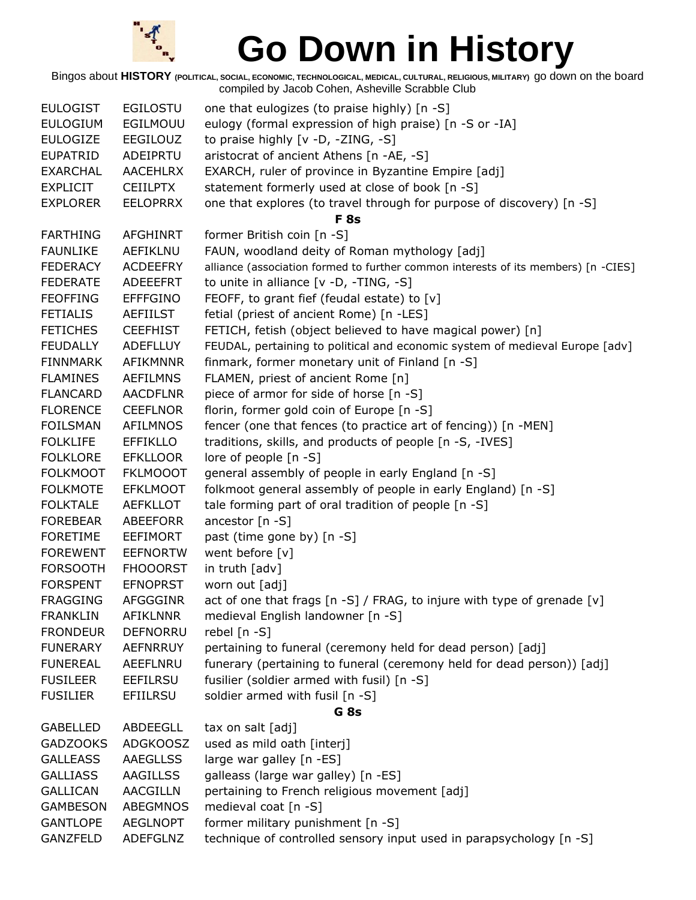# Go Down in History

Bingos about **HISTORY** (POLITICAL, SOCIAL, ECONOMIC, TECHNOLOGICAL, MEDICAL, CULTURAL, RELIGIOUS, MILITARY) go down on the board
compiled by Jacob Cohen, Asheville Scrabble Club

| | | |
|---|---|---|
| EULOGIST | EGILOSTU | one that eulogizes (to praise highly) [n -S] |
| EULOGIUM | EGILMOUU | eulogy (formal expression of high praise) [n -S or -IA] |
| EULOGIZE | EEGILOUZ | to praise highly [v -D, -ZING, -S] |
| EUPATRID | ADEIPRTU | aristocrat of ancient Athens [n -AE, -S] |
| EXARCHAL | AACEHLRX | EXARCH, ruler of province in Byzantine Empire [adj] |
| EXPLICIT | CEIILPTX | statement formerly used at close of book [n -S] |
| EXPLORER | EELOPRRX | one that explores (to travel through for purpose of discovery) [n -S] |

**F 8s**

| | | |
|---|---|---|
| FARTHING | AFGHINRT | former British coin [n -S] |
| FAUNLIKE | AEFIKLNU | FAUN, woodland deity of Roman mythology [adj] |
| FEDERACY | ACDEEFRY | alliance (association formed to further common interests of its members) [n -CIES] |
| FEDERATE | ADEEEFRT | to unite in alliance [v -D, -TING, -S] |
| FEOFFING | EFFFGINO | FEOFF, to grant fief (feudal estate) to [v] |
| FETIALIS | AEFIILST | fetial (priest of ancient Rome) [n -LES] |
| FETICHES | CEEFHIST | FETICH, fetish (object believed to have magical power) [n] |
| FEUDALLY | ADEFLLUY | FEUDAL, pertaining to political and economic system of medieval Europe [adv] |
| FINNMARK | AFIKMNNR | finmark, former monetary unit of Finland [n -S] |
| FLAMINES | AEFILMNS | FLAMEN, priest of ancient Rome [n] |
| FLANCARD | AACDFLNR | piece of armor for side of horse [n -S] |
| FLORENCE | CEEFLNOR | florin, former gold coin of Europe [n -S] |
| FOILSMAN | AFILMNOS | fencer (one that fences (to practice art of fencing)) [n -MEN] |
| FOLKLIFE | EFFIKLLO | traditions, skills, and products of people [n -S, -IVES] |
| FOLKLORE | EFKLLOOR | lore of people [n -S] |
| FOLKMOOT | FKLMOOOT | general assembly of people in early England [n -S] |
| FOLKMOTE | EFKLMOOT | folkmoot general assembly of people in early England) [n -S] |
| FOLKTALE | AEFKLLOT | tale forming part of oral tradition of people [n -S] |
| FOREBEAR | ABEEFORR | ancestor [n -S] |
| FORETIME | EEFIMORT | past (time gone by) [n -S] |
| FOREWENT | EEFNORTW | went before [v] |
| FORSOOTH | FHOOORST | in truth [adv] |
| FORSPENT | EFNOPRST | worn out [adj] |
| FRAGGING | AFGGGINR | act of one that frags [n -S] / FRAG, to injure with type of grenade [v] |
| FRANKLIN | AFIKLNNR | medieval English landowner [n -S] |
| FRONDEUR | DEFNORRU | rebel [n -S] |
| FUNERARY | AEFNRRUY | pertaining to funeral (ceremony held for dead person) [adj] |
| FUNEREAL | AEEFLNRU | funerary (pertaining to funeral (ceremony held for dead person)) [adj] |
| FUSILEER | EEFILRSU | fusilier (soldier armed with fusil) [n -S] |
| FUSILIER | EFIILRSU | soldier armed with fusil [n -S] |

**G 8s**

| | | |
|---|---|---|
| GABELLED | ABDEEGLL | tax on salt [adj] |
| GADZOOKS | ADGKOOSZ | used as mild oath [interj] |
| GALLEASS | AAEGLLSS | large war galley [n -ES] |
| GALLIASS | AAGILLSS | galleass (large war galley) [n -ES] |
| GALLICAN | AACGILLN | pertaining to French religious movement [adj] |
| GAMBESON | ABEGMNOS | medieval coat [n -S] |
| GANTLOPE | AEGLNOPT | former military punishment [n -S] |
| GANZFELD | ADEFGLNZ | technique of controlled sensory input used in parapsychology [n -S] |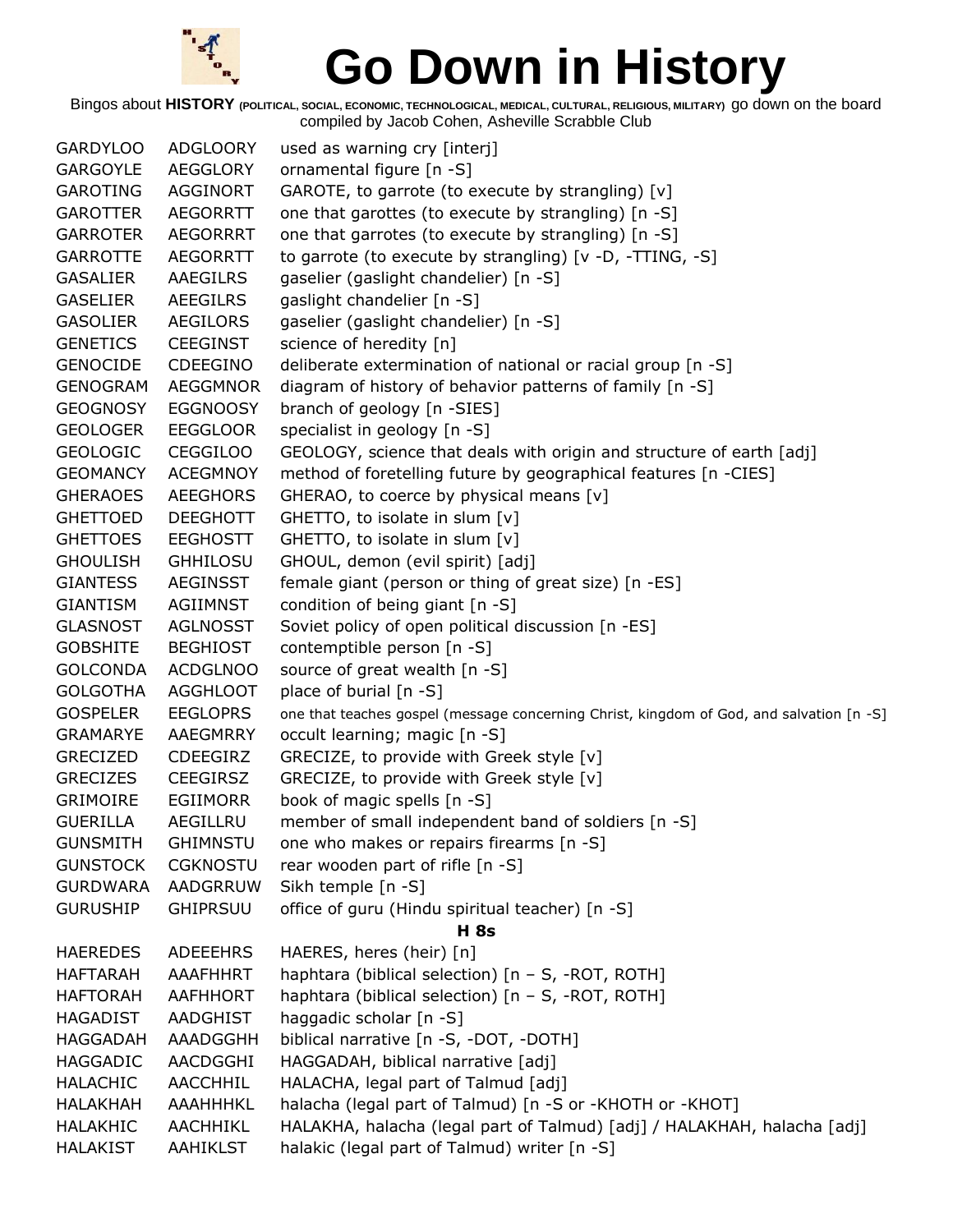# Go Down in History

Bingos about **HISTORY** (POLITICAL, SOCIAL, ECONOMIC, TECHNOLOGICAL, MEDICAL, CULTURAL, RELIGIOUS, MILITARY) go down on the board
compiled by Jacob Cohen, Asheville Scrabble Club

| | | |
|---|---|---|
| GARDYLOO | ADGLOORY | used as warning cry [interj] |
| GARGOYLE | AEGGLORY | ornamental figure [n -S] |
| GAROTING | AGGINORT | GAROTE, to garrote (to execute by strangling) [v] |
| GAROTTER | AEGORRTT | one that garottes (to execute by strangling) [n -S] |
| GARROTER | AEGORRRT | one that garrotes (to execute by strangling) [n -S] |
| GARROTTE | AEGORRTT | to garrote (to execute by strangling) [v -D, -TTING, -S] |
| GASALIER | AAEGILRS | gaselier (gaslight chandelier) [n -S] |
| GASELIER | AEEGILRS | gaslight chandelier [n -S] |
| GASOLIER | AEGILORS | gaselier (gaslight chandelier) [n -S] |
| GENETICS | CEEGINST | science of heredity [n] |
| GENOCIDE | CDEEGINO | deliberate extermination of national or racial group [n -S] |
| GENOGRAM | AEGGMNOR | diagram of history of behavior patterns of family [n -S] |
| GEOGNOSY | EGGNOOSY | branch of geology [n -SIES] |
| GEOLOGER | EEGGLOOR | specialist in geology [n -S] |
| GEOLOGIC | CEGGILOO | GEOLOGY, science that deals with origin and structure of earth [adj] |
| GEOMANCY | ACEGMNOY | method of foretelling future by geographical features [n -CIES] |
| GHERAOES | AEEGHORS | GHERAO, to coerce by physical means [v] |
| GHETTOED | DEEGHOTT | GHETTO, to isolate in slum [v] |
| GHETTOES | EEGHOSTT | GHETTO, to isolate in slum [v] |
| GHOULISH | GHHILOSU | GHOUL, demon (evil spirit) [adj] |
| GIANTESS | AEGINSST | female giant (person or thing of great size) [n -ES] |
| GIANTISM | AGIIMNST | condition of being giant [n -S] |
| GLASNOST | AGLNOSST | Soviet policy of open political discussion [n -ES] |
| GOBSHITE | BEGHIOST | contemptible person [n -S] |
| GOLCONDA | ACDGLNOO | source of great wealth [n -S] |
| GOLGOTHA | AGGHLOOT | place of burial [n -S] |
| GOSPELER | EEGLOPRS | one that teaches gospel (message concerning Christ, kingdom of God, and salvation [n -S] |
| GRAMARYE | AAEGMRRY | occult learning; magic [n -S] |
| GRECIZED | CDEEGIRZ | GRECIZE, to provide with Greek style [v] |
| GRECIZES | CEEGIRSZ | GRECIZE, to provide with Greek style [v] |
| GRIMOIRE | EGIIMORR | book of magic spells [n -S] |
| GUERILLA | AEGILLRU | member of small independent band of soldiers [n -S] |
| GUNSMITH | GHIMNSTU | one who makes or repairs firearms [n -S] |
| GUNSTOCK | CGKNOSTU | rear wooden part of rifle [n -S] |
| GURDWARA | AADGRRUW | Sikh temple [n -S] |
| GURUSHIP | GHIPRSUU | office of guru (Hindu spiritual teacher) [n -S] |

**H 8s**

| | | |
|---|---|---|
| HAEREDES | ADEEEHRS | HAERES, heres (heir) [n] |
| HAFTARAH | AAAFHHRT | haphtara (biblical selection) [n – S, -ROT, ROTH] |
| HAFTORAH | AAFHHORT | haphtara (biblical selection) [n – S, -ROT, ROTH] |
| HAGADIST | AADGHIST | haggadic scholar [n -S] |
| HAGGADAH | AAADGGHH | biblical narrative [n -S, -DOT, -DOTH] |
| HAGGADIC | AACDGGHI | HAGGADAH, biblical narrative [adj] |
| HALACHIC | AACCHHIL | HALACHA, legal part of Talmud [adj] |
| HALAKHAH | AAAHHHKL | halacha (legal part of Talmud) [n -S or -KHOTH or -KHOT] |
| HALAKHIC | AACHHIKL | HALAKHA, halacha (legal part of Talmud) [adj] / HALAKHAH, halacha [adj] |
| HALAKIST | AAHIKLST | halakic (legal part of Talmud) writer [n -S] |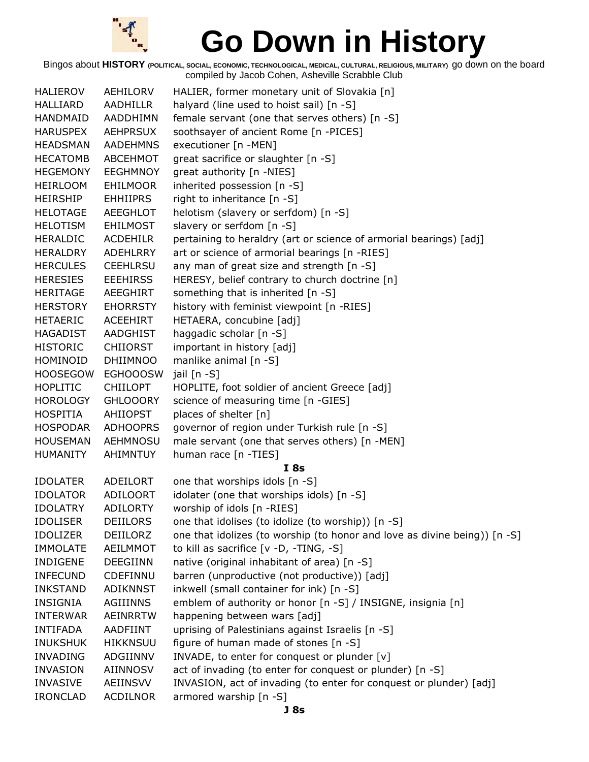# Go Down in History

Bingos about **HISTORY** (POLITICAL, SOCIAL, ECONOMIC, TECHNOLOGICAL, MEDICAL, CULTURAL, RELIGIOUS, MILITARY) go down on the board
compiled by Jacob Cohen, Asheville Scrabble Club

| | | |
|---|---|---|
| HALIEROV | AEHILORV | HALIER, former monetary unit of Slovakia [n] |
| HALLIARD | AADHILLR | halyard (line used to hoist sail) [n -S] |
| HANDMAID | AADDHIMN | female servant (one that serves others) [n -S] |
| HARUSPEX | AEHPRSUX | soothsayer of ancient Rome [n -PICES] |
| HEADSMAN | AADEHMNS | executioner [n -MEN] |
| HECATOMB | ABCEHMOT | great sacrifice or slaughter [n -S] |
| HEGEMONY | EEGHMNOY | great authority [n -NIES] |
| HEIRLOOM | EHILMOOR | inherited possession [n -S] |
| HEIRSHIP | EHHIIPRS | right to inheritance [n -S] |
| HELOTAGE | AEEGHLOT | helotism (slavery or serfdom) [n -S] |
| HELOTISM | EHILMOST | slavery or serfdom [n -S] |
| HERALDIC | ACDEHILR | pertaining to heraldry (art or science of armorial bearings) [adj] |
| HERALDRY | ADEHLRRY | art or science of armorial bearings [n -RIES] |
| HERCULES | CEEHLRSU | any man of great size and strength [n -S] |
| HERESIES | EEEHIRSS | HERESY, belief contrary to church doctrine [n] |
| HERITAGE | AEEGHIRT | something that is inherited [n -S] |
| HERSTORY | EHORRSTY | history with feminist viewpoint [n -RIES] |
| HETAERIC | ACEEHIRT | HETAERA, concubine [adj] |
| HAGADIST | AADGHIST | haggadic scholar [n -S] |
| HISTORIC | CHIIORST | important in history [adj] |
| HOMINOID | DHIIMNOO | manlike animal [n -S] |
| HOOSEGOW | EGHOOOSW | jail [n -S] |
| HOPLITIC | CHIILOPT | HOPLITE, foot soldier of ancient Greece [adj] |
| HOROLOGY | GHLOOORY | science of measuring time [n -GIES] |
| HOSPITIA | AHIIOPST | places of shelter [n] |
| HOSPODAR | ADHOOPRS | governor of region under Turkish rule [n -S] |
| HOUSEMAN | AEHMNOSU | male servant (one that serves others) [n -MEN] |
| HUMANITY | AHIMNTUY | human race [n -TIES] |

**I 8s**

| | | |
|---|---|---|
| IDOLATER | ADEILORT | one that worships idols [n -S] |
| IDOLATOR | ADILOORT | idolater (one that worships idols) [n -S] |
| IDOLATRY | ADILORTY | worship of idols [n -RIES] |
| IDOLISER | DEIILORS | one that idolises (to idolize (to worship)) [n -S] |
| IDOLIZER | DEIILORZ | one that idolizes (to worship (to honor and love as divine being)) [n -S] |
| IMMOLATE | AEILMMOT | to kill as sacrifice [v -D, -TING, -S] |
| INDIGENE | DEEGIINN | native (original inhabitant of area) [n -S] |
| INFECUND | CDEFINNU | barren (unproductive (not productive)) [adj] |
| INKSTAND | ADIKNNST | inkwell (small container for ink) [n -S] |
| INSIGNIA | AGIIINNS | emblem of authority or honor [n -S] / INSIGNE, insignia [n] |
| INTERWAR | AEINRRTW | happening between wars [adj] |
| INTIFADA | AADFIINT | uprising of Palestinians against Israelis [n -S] |
| INUKSHUK | HIKKNSUU | figure of human made of stones [n -S] |
| INVADING | ADGIINNV | INVADE, to enter for conquest or plunder [v] |
| INVASION | AIINNOSV | act of invading (to enter for conquest or plunder) [n -S] |
| INVASIVE | AEIINSVV | INVASION, act of invading (to enter for conquest or plunder) [adj] |
| IRONCLAD | ACDILNOR | armored warship [n -S] |

**J 8s**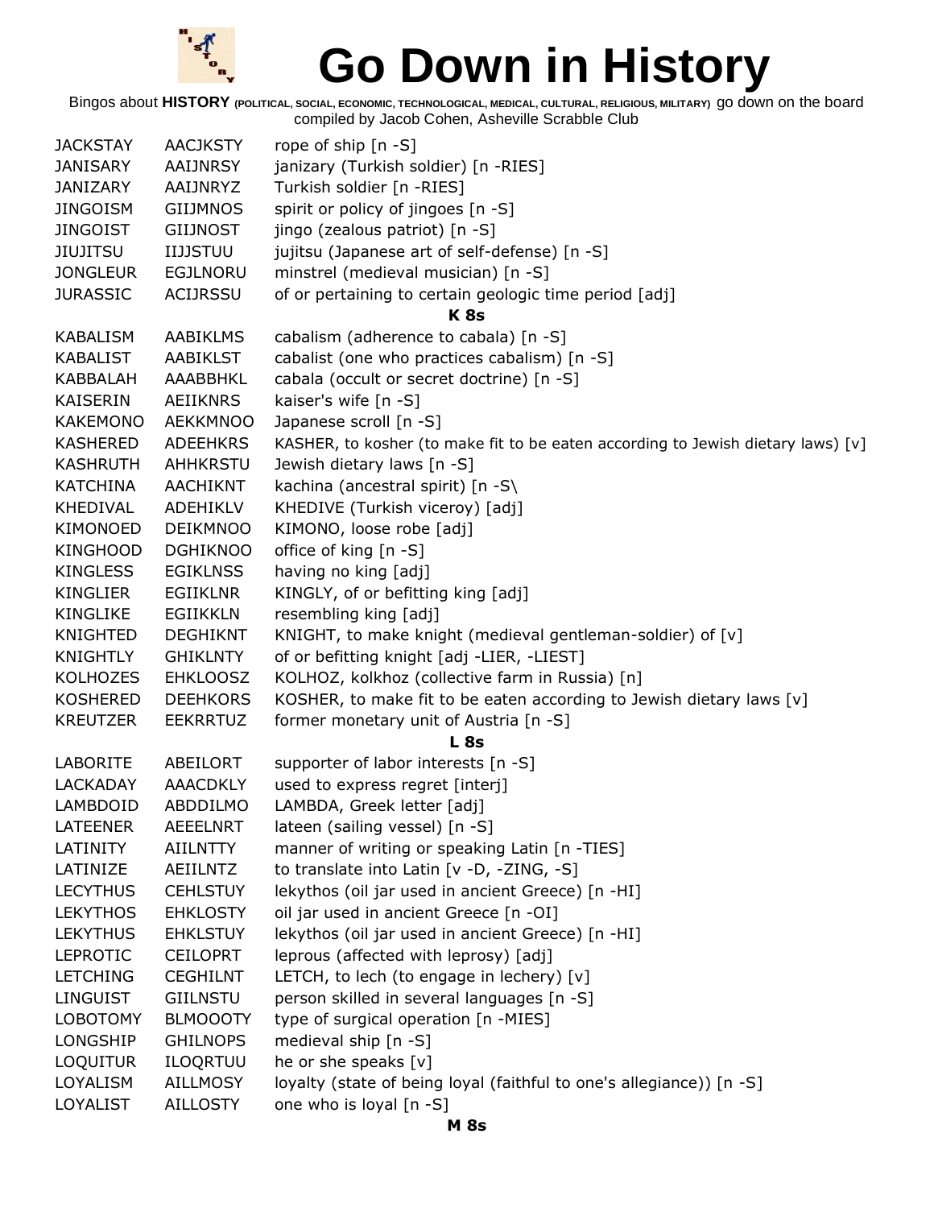# Go Down in History

Bingos about **HISTORY** (POLITICAL, SOCIAL, ECONOMIC, TECHNOLOGICAL, MEDICAL, CULTURAL, RELIGIOUS, MILITARY) go down on the board
compiled by Jacob Cohen, Asheville Scrabble Club

| | | |
|---|---|---|
| JACKSTAY | AACJKSTY | rope of ship [n -S] |
| JANISARY | AAIJNRSY | janizary (Turkish soldier) [n -RIES] |
| JANIZARY | AAIJNRYZ | Turkish soldier [n -RIES] |
| JINGOISM | GIIJMNOS | spirit or policy of jingoes [n -S] |
| JINGOIST | GIIJNOST | jingo (zealous patriot) [n -S] |
| JIUJITSU | IIJJSTUU | jujitsu (Japanese art of self-defense) [n -S] |
| JONGLEUR | EGJLNORU | minstrel (medieval musician) [n -S] |
| JURASSIC | ACIJRSSU | of or pertaining to certain geologic time period [adj] |
| | | **K 8s** |
| KABALISM | AABIKLMS | cabalism (adherence to cabala) [n -S] |
| KABALIST | AABIKLST | cabalist (one who practices cabalism) [n -S] |
| KABBALAH | AAABBHKL | cabala (occult or secret doctrine) [n -S] |
| KAISERIN | AEIIKNRS | kaiser's wife [n -S] |
| KAKEMONO | AEKKMNOO | Japanese scroll [n -S] |
| KASHERED | ADEEHKRS | KASHER, to kosher (to make fit to be eaten according to Jewish dietary laws) [v] |
| KASHRUTH | AHHKRSTU | Jewish dietary laws [n -S] |
| KATCHINA | AACHIKNT | kachina (ancestral spirit) [n -S\ |
| KHEDIVAL | ADEHIKLV | KHEDIVE (Turkish viceroy) [adj] |
| KIMONOED | DEIKMNOO | KIMONO, loose robe [adj] |
| KINGHOOD | DGHIKNOO | office of king [n -S] |
| KINGLESS | EGIKLNSS | having no king [adj] |
| KINGLIER | EGIIKLNR | KINGLY, of or befitting king [adj] |
| KINGLIKE | EGIIKKLN | resembling king [adj] |
| KNIGHTED | DEGHIKNT | KNIGHT, to make knight (medieval gentleman-soldier) of [v] |
| KNIGHTLY | GHIKLNTY | of or befitting knight [adj -LIER, -LIEST] |
| KOLHOZES | EHKLOOSZ | KOLHOZ, kolkhoz (collective farm in Russia) [n] |
| KOSHERED | DEEHKORS | KOSHER, to make fit to be eaten according to Jewish dietary laws [v] |
| KREUTZER | EEKRRTUZ | former monetary unit of Austria [n -S] |
| | | **L 8s** |
| LABORITE | ABEILORT | supporter of labor interests [n -S] |
| LACKADAY | AAACDKLY | used to express regret [interj] |
| LAMBDOID | ABDDILMO | LAMBDA, Greek letter [adj] |
| LATEENER | AEEELNRT | lateen (sailing vessel) [n -S] |
| LATINITY | AIILNTTY | manner of writing or speaking Latin [n -TIES] |
| LATINIZE | AEIILNTZ | to translate into Latin [v -D, -ZING, -S] |
| LECYTHUS | CEHLSTUY | lekythos (oil jar used in ancient Greece) [n -HI] |
| LEKYTHOS | EHKLOSTY | oil jar used in ancient Greece [n -OI] |
| LEKYTHUS | EHKLSTUY | lekythos (oil jar used in ancient Greece) [n -HI] |
| LEPROTIC | CEILOPRT | leprous (affected with leprosy) [adj] |
| LETCHING | CEGHILNT | LETCH, to lech (to engage in lechery) [v] |
| LINGUIST | GIILNSTU | person skilled in several languages [n -S] |
| LOBOTOMY | BLMOOOTY | type of surgical operation [n -MIES] |
| LONGSHIP | GHILNOPS | medieval ship [n -S] |
| LOQUITUR | ILOQRTUU | he or she speaks [v] |
| LOYALISM | AILLMOSY | loyalty (state of being loyal (faithful to one's allegiance)) [n -S] |
| LOYALIST | AILLOSTY | one who is loyal [n -S] |
| | | **M 8s** |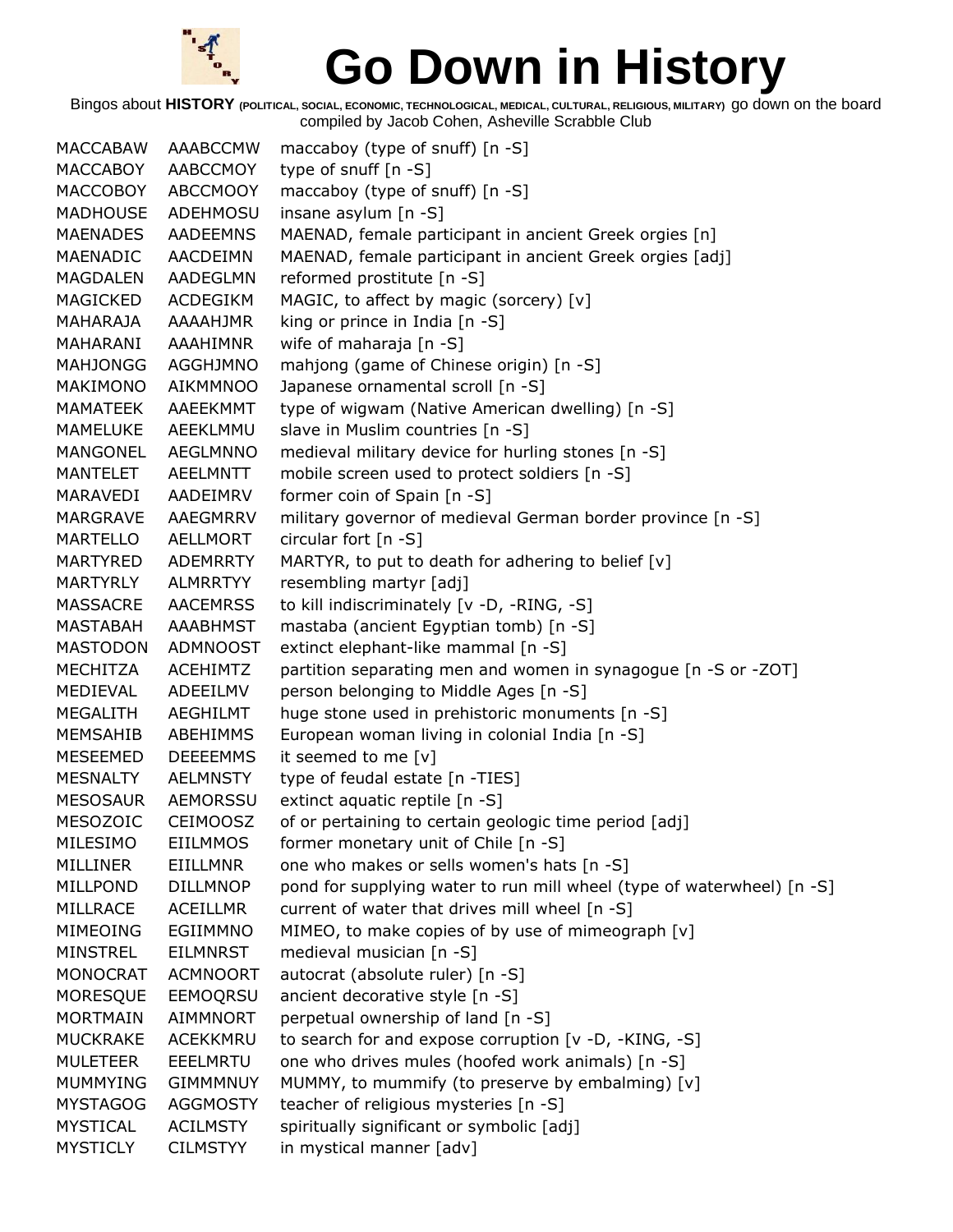# Go Down in History

Bingos about **HISTORY** (POLITICAL, SOCIAL, ECONOMIC, TECHNOLOGICAL, MEDICAL, CULTURAL, RELIGIOUS, MILITARY) go down on the board
compiled by Jacob Cohen, Asheville Scrabble Club

| | | |
|---|---|---|
| MACCABAW | AAABCCMW | maccaboy (type of snuff) [n -S] |
| MACCABOY | AABCCMOY | type of snuff [n -S] |
| MACCOBOY | ABCCMOOY | maccaboy (type of snuff) [n -S] |
| MADHOUSE | ADEHMOSU | insane asylum [n -S] |
| MAENADES | AADEEMNS | MAENAD, female participant in ancient Greek orgies [n] |
| MAENADIC | AACDEIMN | MAENAD, female participant in ancient Greek orgies [adj] |
| MAGDALEN | AADEGLMN | reformed prostitute [n -S] |
| MAGICKED | ACDEGIKM | MAGIC, to affect by magic (sorcery) [v] |
| MAHARAJA | AAAAHJMR | king or prince in India [n -S] |
| MAHARANI | AAAHIMNR | wife of maharaja [n -S] |
| MAHJONGG | AGGHJMNO | mahjong (game of Chinese origin) [n -S] |
| MAKIMONO | AIKMMNOO | Japanese ornamental scroll [n -S] |
| MAMATEEK | AAEEKMMT | type of wigwam (Native American dwelling) [n -S] |
| MAMELUKE | AEEKLMMU | slave in Muslim countries [n -S] |
| MANGONEL | AEGLMNNO | medieval military device for hurling stones [n -S] |
| MANTELET | AEELMNTT | mobile screen used to protect soldiers [n -S] |
| MARAVEDI | AADEIMRV | former coin of Spain [n -S] |
| MARGRAVE | AAEGMRRV | military governor of medieval German border province [n -S] |
| MARTELLO | AELLMORT | circular fort [n -S] |
| MARTYRED | ADEMRRTY | MARTYR, to put to death for adhering to belief [v] |
| MARTYRLY | ALMRRTYY | resembling martyr [adj] |
| MASSACRE | AACEMRSS | to kill indiscriminately [v -D, -RING, -S] |
| MASTABAH | AAABHMST | mastaba (ancient Egyptian tomb) [n -S] |
| MASTODON | ADMNOOST | extinct elephant-like mammal [n -S] |
| MECHITZA | ACEHIMTZ | partition separating men and women in synagogue [n -S or -ZOT] |
| MEDIEVAL | ADEEILMV | person belonging to Middle Ages [n -S] |
| MEGALITH | AEGHILMT | huge stone used in prehistoric monuments [n -S] |
| MEMSAHIB | ABEHIMMS | European woman living in colonial India [n -S] |
| MESEEMED | DEEEEMMS | it seemed to me [v] |
| MESNALTY | AELMNSTY | type of feudal estate [n -TIES] |
| MESOSAUR | AEMORSSU | extinct aquatic reptile [n -S] |
| MESOZOIC | CEIMOOSZ | of or pertaining to certain geologic time period [adj] |
| MILESIMO | EIILMMOS | former monetary unit of Chile [n -S] |
| MILLINER | EIILLMNR | one who makes or sells women's hats [n -S] |
| MILLPOND | DILLMNOP | pond for supplying water to run mill wheel (type of waterwheel) [n -S] |
| MILLRACE | ACEILLMR | current of water that drives mill wheel [n -S] |
| MIMEOING | EGIIMMNO | MIMEO, to make copies of by use of mimeograph [v] |
| MINSTREL | EILMNRST | medieval musician [n -S] |
| MONOCRAT | ACMNOORT | autocrat (absolute ruler) [n -S] |
| MORESQUE | EEMOQRSU | ancient decorative style [n -S] |
| MORTMAIN | AIMMNORT | perpetual ownership of land [n -S] |
| MUCKRAKE | ACEKKMRU | to search for and expose corruption [v -D, -KING, -S] |
| MULETEER | EEELMRTU | one who drives mules (hoofed work animals) [n -S] |
| MUMMYING | GIMMMNUY | MUMMY, to mummify (to preserve by embalming) [v] |
| MYSTAGOG | AGGMOSTY | teacher of religious mysteries [n -S] |
| MYSTICAL | ACILMSTY | spiritually significant or symbolic [adj] |
| MYSTICLY | CILMSTYY | in mystical manner [adv] |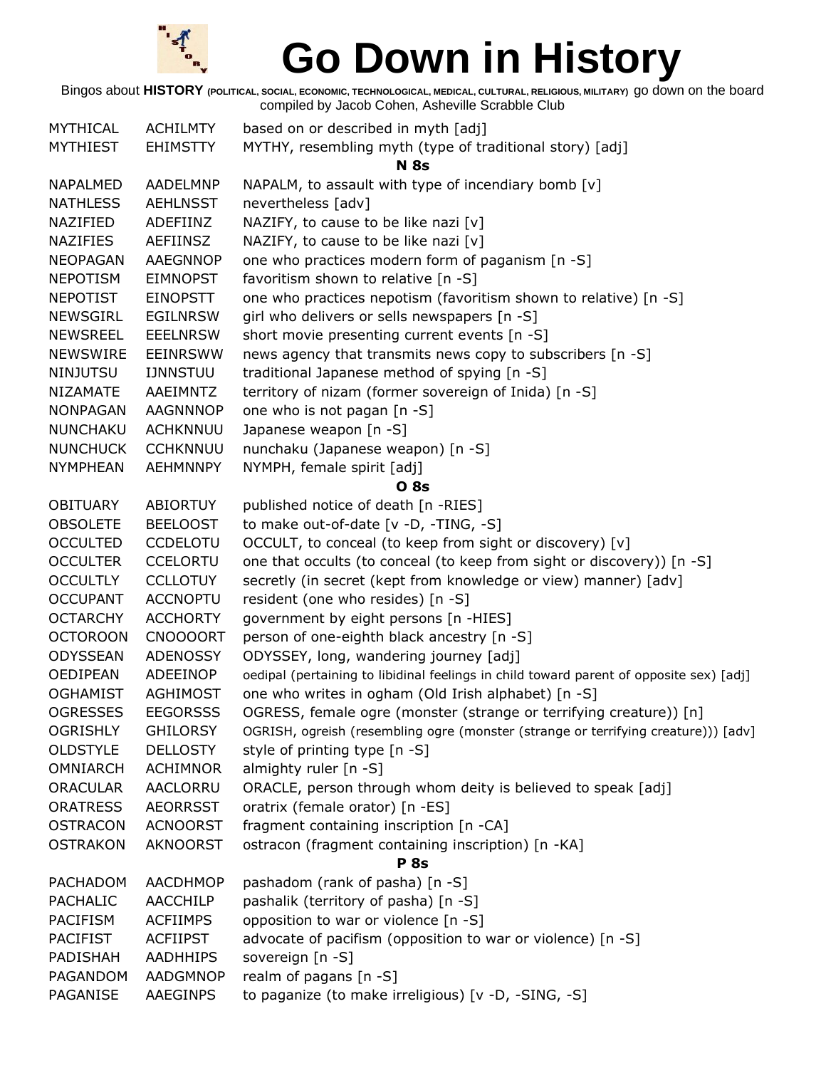# Go Down in History

Bingos about **HISTORY** (POLITICAL, SOCIAL, ECONOMIC, TECHNOLOGICAL, MEDICAL, CULTURAL, RELIGIOUS, MILITARY) go down on the board
compiled by Jacob Cohen, Asheville Scrabble Club

| | | |
|---|---|---|
| MYTHICAL | ACHILMTY | based on or described in myth [adj] |
| MYTHIEST | EHIMSTTY | MYTHY, resembling myth (type of traditional story) [adj] |
| | | **N 8s** |
| NAPALMED | AADELMNP | NAPALM, to assault with type of incendiary bomb [v] |
| NATHLESS | AEHLNSST | nevertheless [adv] |
| NAZIFIED | ADEFIINZ | NAZIFY, to cause to be like nazi [v] |
| NAZIFIES | AEFIINSZ | NAZIFY, to cause to be like nazi [v] |
| NEOPAGAN | AAEGNNOP | one who practices modern form of paganism [n -S] |
| NEPOTISM | EIMNOPST | favoritism shown to relative [n -S] |
| NEPOTIST | EINOPSTT | one who practices nepotism (favoritism shown to relative) [n -S] |
| NEWSGIRL | EGILNRSW | girl who delivers or sells newspapers [n -S] |
| NEWSREEL | EEELNRSW | short movie presenting current events [n -S] |
| NEWSWIRE | EEINRSWW | news agency that transmits news copy to subscribers [n -S] |
| NINJUTSU | IJNNSTUU | traditional Japanese method of spying [n -S] |
| NIZAMATE | AAEIMNTZ | territory of nizam (former sovereign of Inida) [n -S] |
| NONPAGAN | AAGNNNOP | one who is not pagan [n -S] |
| NUNCHAKU | ACHKNNUU | Japanese weapon [n -S] |
| NUNCHUCK | CCHKNNUU | nunchaku (Japanese weapon) [n -S] |
| NYMPHEAN | AEHMNNPY | NYMPH, female spirit [adj] |
| | | **O 8s** |
| OBITUARY | ABIORTUY | published notice of death [n -RIES] |
| OBSOLETE | BEELOOST | to make out-of-date [v -D, -TING, -S] |
| OCCULTED | CCDELOTU | OCCULT, to conceal (to keep from sight or discovery) [v] |
| OCCULTER | CCELORTU | one that occults (to conceal (to keep from sight or discovery)) [n -S] |
| OCCULTLY | CCLLOTUY | secretly (in secret (kept from knowledge or view) manner) [adv] |
| OCCUPANT | ACCNOPTU | resident (one who resides) [n -S] |
| OCTARCHY | ACCHORTY | government by eight persons [n -HIES] |
| OCTOROON | CNOOOORT | person of one-eighth black ancestry [n -S] |
| ODYSSEAN | ADENOSSY | ODYSSEY, long, wandering journey [adj] |
| OEDIPEAN | ADEEINOP | oedipal (pertaining to libidinal feelings in child toward parent of opposite sex) [adj] |
| OGHAMIST | AGHIMOST | one who writes in ogham (Old Irish alphabet) [n -S] |
| OGRESSES | EEGORSSS | OGRESS, female ogre (monster (strange or terrifying creature)) [n] |
| OGRISHLY | GHILORSY | OGRISH, ogreish (resembling ogre (monster (strange or terrifying creature))) [adv] |
| OLDSTYLE | DELLOSTY | style of printing type [n -S] |
| OMNIARCH | ACHIMNOR | almighty ruler [n -S] |
| ORACULAR | AACLORRU | ORACLE, person through whom deity is believed to speak [adj] |
| ORATRESS | AEORRSST | oratrix (female orator) [n -ES] |
| OSTRACON | ACNOORST | fragment containing inscription [n -CA] |
| OSTRAKON | AKNOORST | ostracon (fragment containing inscription) [n -KA] |
| | | **P 8s** |
| PACHADOM | AACDHMOP | pashadom (rank of pasha) [n -S] |
| PACHALIC | AACCHILP | pashalik (territory of pasha) [n -S] |
| PACIFISM | ACFIIMPS | opposition to war or violence [n -S] |
| PACIFIST | ACFIIPST | advocate of pacifism (opposition to war or violence) [n -S] |
| PADISHAH | AADHHIPS | sovereign [n -S] |
| PAGANDOM | AADGMNOP | realm of pagans [n -S] |
| PAGANISE | AAEGINPS | to paganize (to make irreligious) [v -D, -SING, -S] |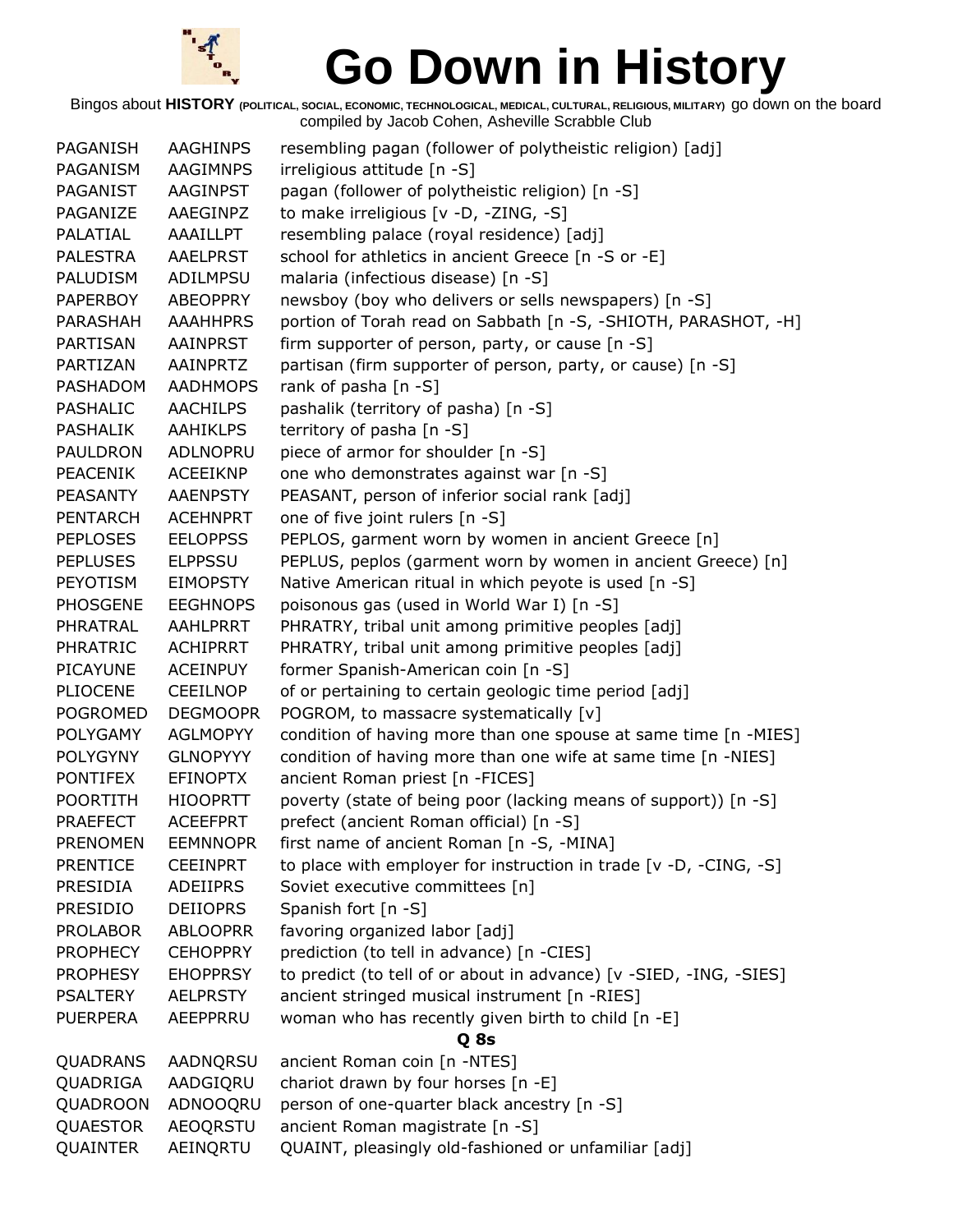# Go Down in History

Bingos about **HISTORY** (POLITICAL, SOCIAL, ECONOMIC, TECHNOLOGICAL, MEDICAL, CULTURAL, RELIGIOUS, MILITARY) go down on the board compiled by Jacob Cohen, Asheville Scrabble Club

| | | |
|---|---|---|
| PAGANISH | AAGHINPS | resembling pagan (follower of polytheistic religion) [adj] |
| PAGANISM | AAGIMNPS | irreligious attitude [n -S] |
| PAGANIST | AAGINPST | pagan (follower of polytheistic religion) [n -S] |
| PAGANIZE | AAEGINPZ | to make irreligious [v -D, -ZING, -S] |
| PALATIAL | AAAILLPT | resembling palace (royal residence) [adj] |
| PALESTRA | AAELPRST | school for athletics in ancient Greece [n -S or -E] |
| PALUDISM | ADILMPSU | malaria (infectious disease) [n -S] |
| PAPERBOY | ABEOPPRY | newsboy (boy who delivers or sells newspapers) [n -S] |
| PARASHAH | AAAHHPRS | portion of Torah read on Sabbath [n -S, -SHIOTH, PARASHOT, -H] |
| PARTISAN | AAINPRST | firm supporter of person, party, or cause [n -S] |
| PARTIZAN | AAINPRTZ | partisan (firm supporter of person, party, or cause) [n -S] |
| PASHADOM | AADHMOPS | rank of pasha [n -S] |
| PASHALIC | AACHILPS | pashalik (territory of pasha) [n -S] |
| PASHALIK | AAHIKLPS | territory of pasha [n -S] |
| PAULDRON | ADLNOPRU | piece of armor for shoulder [n -S] |
| PEACENIK | ACEEIKNP | one who demonstrates against war [n -S] |
| PEASANTY | AAENPSTY | PEASANT, person of inferior social rank [adj] |
| PENTARCH | ACEHNPRT | one of five joint rulers [n -S] |
| PEPLOSES | EELOPPSS | PEPLOS, garment worn by women in ancient Greece [n] |
| PEPLUSES | ELPPSSU | PEPLUS, peplos (garment worn by women in ancient Greece) [n] |
| PEYOTISM | EIMOPSTY | Native American ritual in which peyote is used [n -S] |
| PHOSGENE | EEGHNOPS | poisonous gas (used in World War I) [n -S] |
| PHRATRAL | AAHLPRRT | PHRATRY, tribal unit among primitive peoples [adj] |
| PHRATRIC | ACHIPRRT | PHRATRY, tribal unit among primitive peoples [adj] |
| PICAYUNE | ACEINPUY | former Spanish-American coin [n -S] |
| PLIOCENE | CEEILNOP | of or pertaining to certain geologic time period [adj] |
| POGROMED | DEGMOOPR | POGROM, to massacre systematically [v] |
| POLYGAMY | AGLMOPYY | condition of having more than one spouse at same time [n -MIES] |
| POLYGYNY | GLNOPYYY | condition of having more than one wife at same time [n -NIES] |
| PONTIFEX | EFINOPTX | ancient Roman priest [n -FICES] |
| POORTITH | HIOOPRTT | poverty (state of being poor (lacking means of support)) [n -S] |
| PRAEFECT | ACEEFPRT | prefect (ancient Roman official) [n -S] |
| PRENOMEN | EEMNNOPR | first name of ancient Roman [n -S, -MINA] |
| PRENTICE | CEEINPRT | to place with employer for instruction in trade [v -D, -CING, -S] |
| PRESIDIA | ADEIIPRS | Soviet executive committees [n] |
| PRESIDIO | DEIIOPRS | Spanish fort [n -S] |
| PROLABOR | ABLOOPRR | favoring organized labor [adj] |
| PROPHECY | CEHOPPRY | prediction (to tell in advance) [n -CIES] |
| PROPHESY | EHOPPRSY | to predict (to tell of or about in advance) [v -SIED, -ING, -SIES] |
| PSALTERY | AELPRSTY | ancient stringed musical instrument [n -RIES] |
| PUERPERA | AEEPPRRU | woman who has recently given birth to child [n -E] |

**Q 8s**

| | | |
|---|---|---|
| QUADRANS | AADNQRSU | ancient Roman coin [n -NTES] |
| QUADRIGA | AADGIQRU | chariot drawn by four horses [n -E] |
| QUADROON | ADNOOQRU | person of one-quarter black ancestry [n -S] |
| QUAESTOR | AEOQRSTU | ancient Roman magistrate [n -S] |
| QUAINTER | AEINQRTU | QUAINT, pleasingly old-fashioned or unfamiliar [adj] |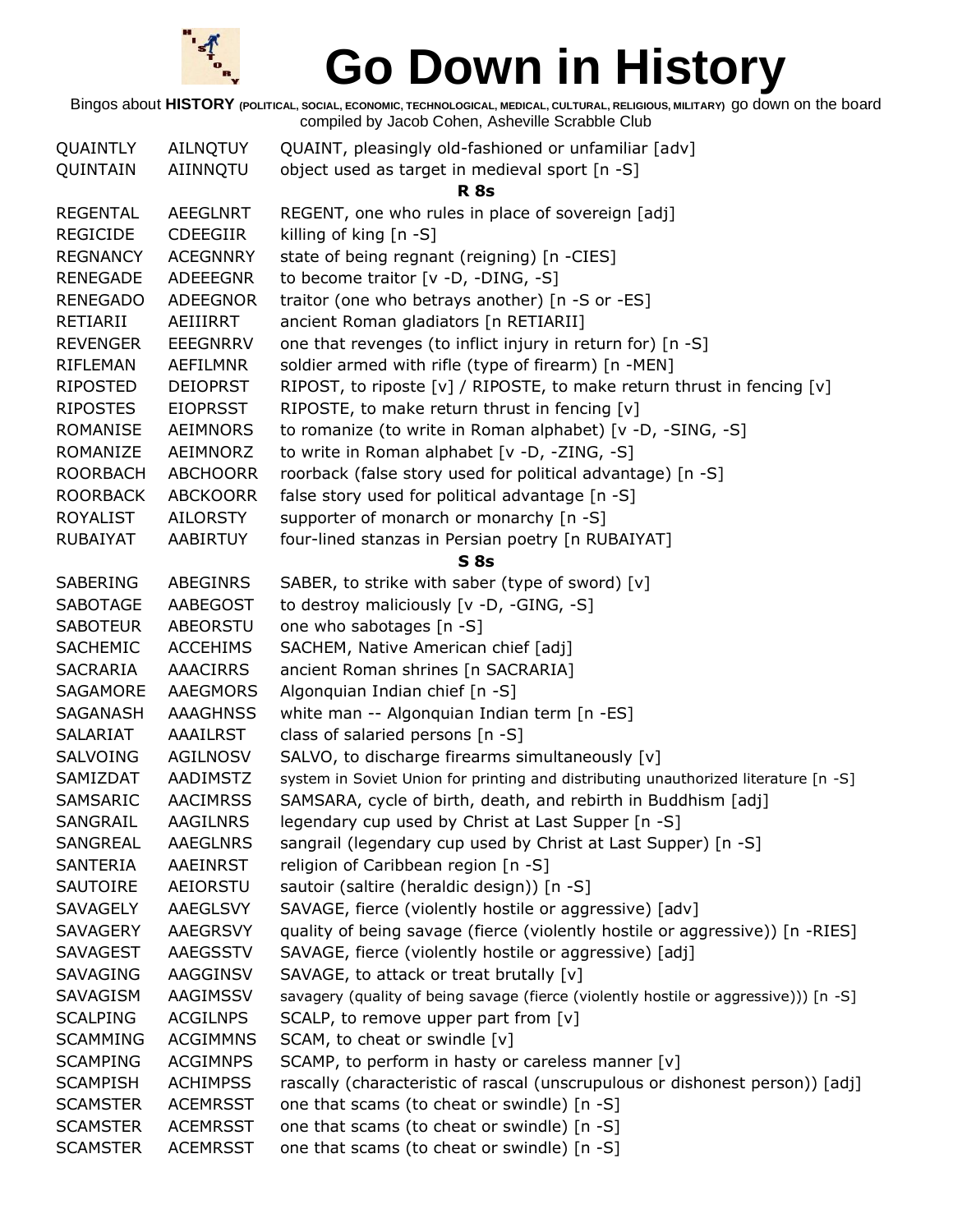# Go Down in History

Bingos about **HISTORY** (POLITICAL, SOCIAL, ECONOMIC, TECHNOLOGICAL, MEDICAL, CULTURAL, RELIGIOUS, MILITARY) go down on the board
compiled by Jacob Cohen, Asheville Scrabble Club

| | | |
|---|---|---|
| QUAINTLY | AILNQTUY | QUAINT, pleasingly old-fashioned or unfamiliar [adv] |
| QUINTAIN | AIINNQTU | object used as target in medieval sport [n -S] |
| | | **R 8s** |
| REGENTAL | AEEGLNRT | REGENT, one who rules in place of sovereign [adj] |
| REGICIDE | CDEEGIIR | killing of king [n -S] |
| REGNANCY | ACEGNNRY | state of being regnant (reigning) [n -CIES] |
| RENEGADE | ADEEEGNR | to become traitor [v -D, -DING, -S] |
| RENEGADO | ADEEGNOR | traitor (one who betrays another) [n -S or -ES] |
| RETIARII | AEIIIRRT | ancient Roman gladiators [n RETIARII] |
| REVENGER | EEEGNRRV | one that revenges (to inflict injury in return for) [n -S] |
| RIFLEMAN | AEFILMNR | soldier armed with rifle (type of firearm) [n -MEN] |
| RIPOSTED | DEIOPRST | RIPOST, to riposte [v] / RIPOSTE, to make return thrust in fencing [v] |
| RIPOSTES | EIOPRSST | RIPOSTE, to make return thrust in fencing [v] |
| ROMANISE | AEIMNORS | to romanize (to write in Roman alphabet) [v -D, -SING, -S] |
| ROMANIZE | AEIMNORZ | to write in Roman alphabet [v -D, -ZING, -S] |
| ROORBACH | ABCHOORR | roorback (false story used for political advantage) [n -S] |
| ROORBACK | ABCKOORR | false story used for political advantage [n -S] |
| ROYALIST | AILORSTY | supporter of monarch or monarchy [n -S] |
| RUBAIYAT | AABIRTUY | four-lined stanzas in Persian poetry [n RUBAIYAT] |
| | | **S 8s** |
| SABERING | ABEGINRS | SABER, to strike with saber (type of sword) [v] |
| SABOTAGE | AABEGOST | to destroy maliciously [v -D, -GING, -S] |
| SABOTEUR | ABEORSTU | one who sabotages [n -S] |
| SACHEMIC | ACCEHIMS | SACHEM, Native American chief [adj] |
| SACRARIA | AAACIRRS | ancient Roman shrines [n SACRARIA] |
| SAGAMORE | AAEGMORS | Algonquian Indian chief [n -S] |
| SAGANASH | AAAGHNSS | white man -- Algonquian Indian term [n -ES] |
| SALARIAT | AAAILRST | class of salaried persons [n -S] |
| SALVOING | AGILNOSV | SALVO, to discharge firearms simultaneously [v] |
| SAMIZDAT | AADIMSTZ | system in Soviet Union for printing and distributing unauthorized literature [n -S] |
| SAMSARIC | AACIMRSS | SAMSARA, cycle of birth, death, and rebirth in Buddhism [adj] |
| SANGRAIL | AAGILNRS | legendary cup used by Christ at Last Supper [n -S] |
| SANGREAL | AAEGLNRS | sangrail (legendary cup used by Christ at Last Supper) [n -S] |
| SANTERIA | AAEINRST | religion of Caribbean region [n -S] |
| SAUTOIRE | AEIORSTU | sautoir (saltire (heraldic design)) [n -S] |
| SAVAGELY | AAEGLSVY | SAVAGE, fierce (violently hostile or aggressive) [adv] |
| SAVAGERY | AAEGRSVY | quality of being savage (fierce (violently hostile or aggressive)) [n -RIES] |
| SAVAGEST | AAEGSSTV | SAVAGE, fierce (violently hostile or aggressive) [adj] |
| SAVAGING | AAGGINSV | SAVAGE, to attack or treat brutally [v] |
| SAVAGISM | AAGIMSSV | savagery (quality of being savage (fierce (violently hostile or aggressive))) [n -S] |
| SCALPING | ACGILNPS | SCALP, to remove upper part from [v] |
| SCAMMING | ACGIMMNS | SCAM, to cheat or swindle [v] |
| SCAMPING | ACGIMNPS | SCAMP, to perform in hasty or careless manner [v] |
| SCAMPISH | ACHIMPSS | rascally (characteristic of rascal (unscrupulous or dishonest person)) [adj] |
| SCAMSTER | ACEMRSST | one that scams (to cheat or swindle) [n -S] |
| SCAMSTER | ACEMRSST | one that scams (to cheat or swindle) [n -S] |
| SCAMSTER | ACEMRSST | one that scams (to cheat or swindle) [n -S] |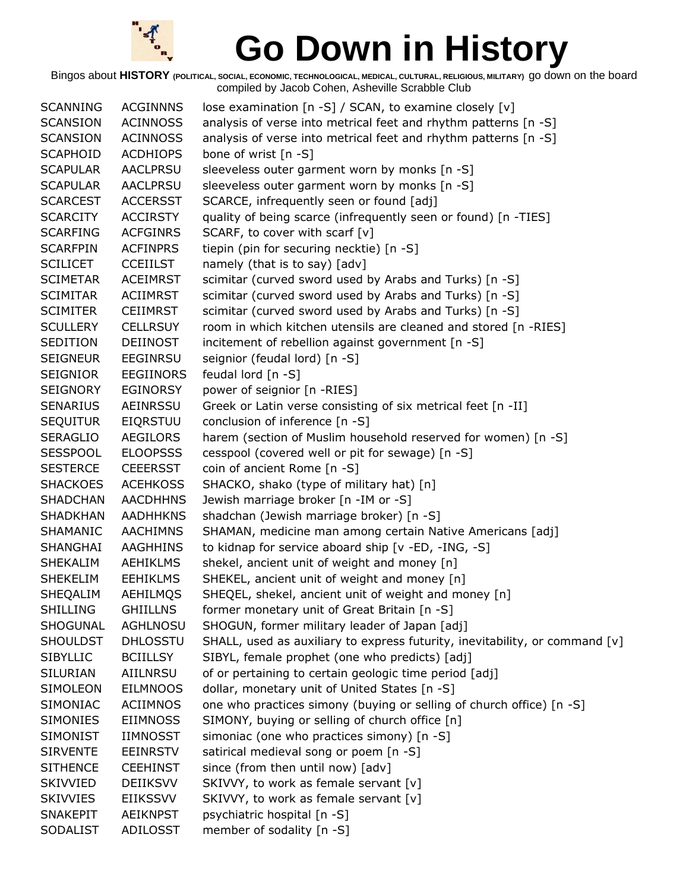# Go Down in History

Bingos about **HISTORY** (POLITICAL, SOCIAL, ECONOMIC, TECHNOLOGICAL, MEDICAL, CULTURAL, RELIGIOUS, MILITARY) go down on the board
compiled by Jacob Cohen, Asheville Scrabble Club

| | | |
|---|---|---|
| SCANNING | ACGINNNS | lose examination [n -S] / SCAN, to examine closely [v] |
| SCANSION | ACINNOSS | analysis of verse into metrical feet and rhythm patterns [n -S] |
| SCANSION | ACINNOSS | analysis of verse into metrical feet and rhythm patterns [n -S] |
| SCAPHOID | ACDHIOPS | bone of wrist [n -S] |
| SCAPULAR | AACLPRSU | sleeveless outer garment worn by monks [n -S] |
| SCAPULAR | AACLPRSU | sleeveless outer garment worn by monks [n -S] |
| SCARCEST | ACCERSST | SCARCE, infrequently seen or found [adj] |
| SCARCITY | ACCIRSTY | quality of being scarce (infrequently seen or found) [n -TIES] |
| SCARFING | ACFGINRS | SCARF, to cover with scarf [v] |
| SCARFPIN | ACFINPRS | tiepin (pin for securing necktie) [n -S] |
| SCILICET | CCEIILST | namely (that is to say) [adv] |
| SCIMETAR | ACEIMRST | scimitar (curved sword used by Arabs and Turks) [n -S] |
| SCIMITAR | ACIIMRST | scimitar (curved sword used by Arabs and Turks) [n -S] |
| SCIMITER | CEIIMRST | scimitar (curved sword used by Arabs and Turks) [n -S] |
| SCULLERY | CELLRSUY | room in which kitchen utensils are cleaned and stored [n -RIES] |
| SEDITION | DEIINOST | incitement of rebellion against government [n -S] |
| SEIGNEUR | EEGINRSU | seignior (feudal lord) [n -S] |
| SEIGNIOR | EEGIINORS | feudal lord [n -S] |
| SEIGNORY | EGINORSY | power of seignior [n -RIES] |
| SENARIUS | AEINRSSU | Greek or Latin verse consisting of six metrical feet [n -II] |
| SEQUITUR | EIQRSTUU | conclusion of inference [n -S] |
| SERAGLIO | AEGILORS | harem (section of Muslim household reserved for women) [n -S] |
| SESSPOOL | ELOOPSSS | cesspool (covered well or pit for sewage) [n -S] |
| SESTERCE | CEEERSST | coin of ancient Rome [n -S] |
| SHACKOES | ACEHKOSS | SHACKO, shako (type of military hat) [n] |
| SHADCHAN | AACDHHNS | Jewish marriage broker [n -IM or -S] |
| SHADKHAN | AADHHKNS | shadchan (Jewish marriage broker) [n -S] |
| SHAMANIC | AACHIMNS | SHAMAN, medicine man among certain Native Americans [adj] |
| SHANGHAI | AAGHHINS | to kidnap for service aboard ship [v -ED, -ING, -S] |
| SHEKALIM | AEHIKLMS | shekel, ancient unit of weight and money [n] |
| SHEKELIM | EEHIKLMS | SHEKEL, ancient unit of weight and money [n] |
| SHEQALIM | AEHILMQS | SHEQEL, shekel, ancient unit of weight and money [n] |
| SHILLING | GHIILLNS | former monetary unit of Great Britain [n -S] |
| SHOGUNAL | AGHLNOSU | SHOGUN, former military leader of Japan [adj] |
| SHOULDST | DHLOSSTU | SHALL, used as auxiliary to express futurity, inevitability, or command [v] |
| SIBYLLIC | BCIILLSY | SIBYL, female prophet (one who predicts) [adj] |
| SILURIAN | AIILNRSU | of or pertaining to certain geologic time period [adj] |
| SIMOLEON | EILMNOOS | dollar, monetary unit of United States [n -S] |
| SIMONIAC | ACIIMNOS | one who practices simony (buying or selling of church office) [n -S] |
| SIMONIES | EIIMNOSS | SIMONY, buying or selling of church office [n] |
| SIMONIST | IIMNOSST | simoniac (one who practices simony) [n -S] |
| SIRVENTE | EEINRSTV | satirical medieval song or poem [n -S] |
| SITHENCE | CEEHINST | since (from then until now) [adv] |
| SKIVVIED | DEIIKSVV | SKIVVY, to work as female servant [v] |
| SKIVVIES | EIIKSSVV | SKIVVY, to work as female servant [v] |
| SNAKEPIT | AEIKNPST | psychiatric hospital [n -S] |
| SODALIST | ADILOSST | member of sodality [n -S] |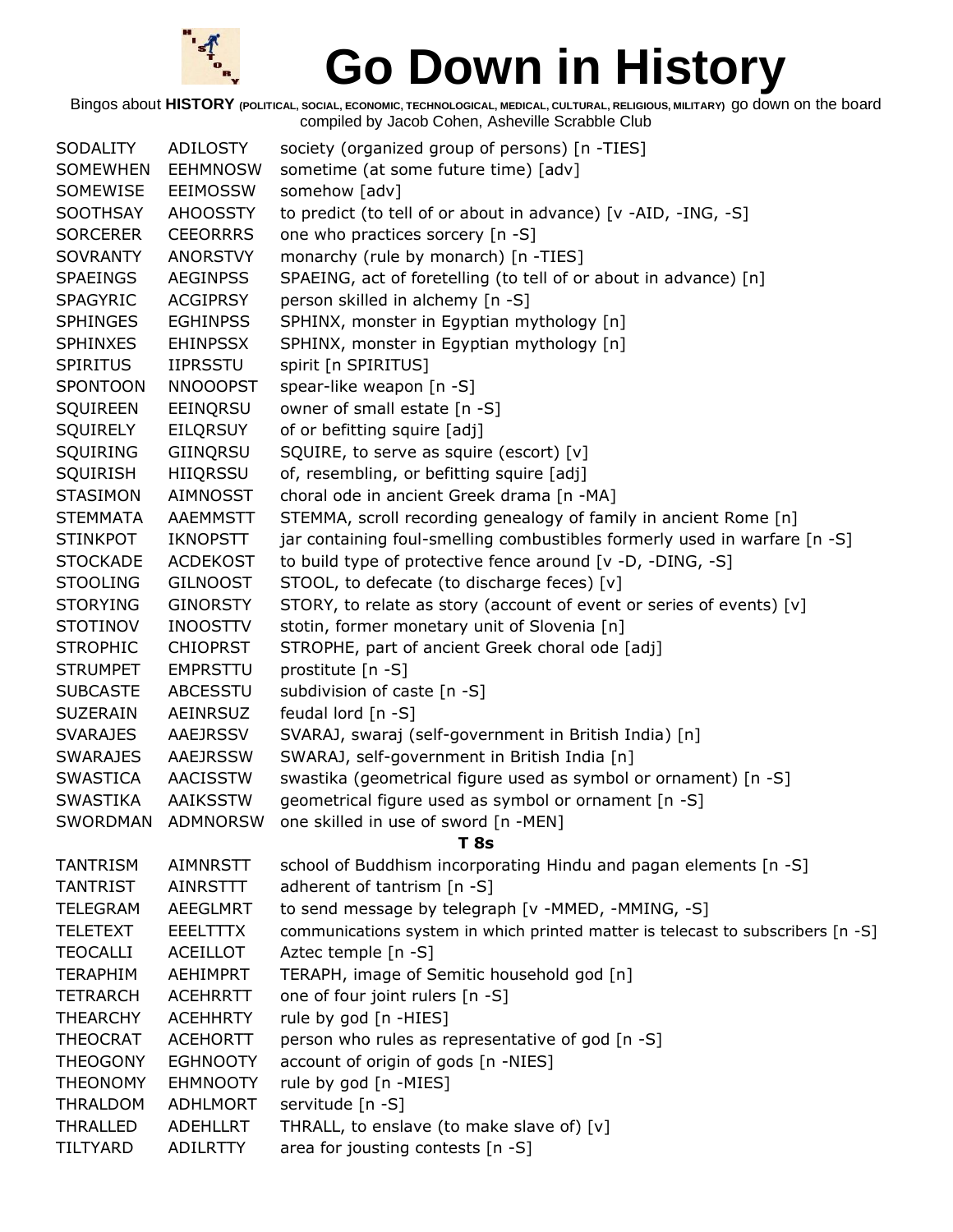# Go Down in History

Bingos about **HISTORY** (POLITICAL, SOCIAL, ECONOMIC, TECHNOLOGICAL, MEDICAL, CULTURAL, RELIGIOUS, MILITARY) go down on the board
compiled by Jacob Cohen, Asheville Scrabble Club

| | | |
|---|---|---|
| SODALITY | ADILOSTY | society (organized group of persons) [n -TIES] |
| SOMEWHEN | EEHMNOSW | sometime (at some future time) [adv] |
| SOMEWISE | EEIMOSSW | somehow [adv] |
| SOOTHSAY | AHOOSSTY | to predict (to tell of or about in advance) [v -AID, -ING, -S] |
| SORCERER | CEEORRRS | one who practices sorcery [n -S] |
| SOVRANTY | ANORSTVY | monarchy (rule by monarch) [n -TIES] |
| SPAEINGS | AEGINPSS | SPAEING, act of foretelling (to tell of or about in advance) [n] |
| SPAGYRIC | ACGIPRSY | person skilled in alchemy [n -S] |
| SPHINGES | EGHINPSS | SPHINX, monster in Egyptian mythology [n] |
| SPHINXES | EHINPSSX | SPHINX, monster in Egyptian mythology [n] |
| SPIRITUS | IIPRSSTU | spirit [n SPIRITUS] |
| SPONTOON | NNOOOPST | spear-like weapon [n -S] |
| SQUIREEN | EEINQRSU | owner of small estate [n -S] |
| SQUIRELY | EILQRSUY | of or befitting squire [adj] |
| SQUIRING | GIINQRSU | SQUIRE, to serve as squire (escort) [v] |
| SQUIRISH | HIIQRSSU | of, resembling, or befitting squire [adj] |
| STASIMON | AIMNOSST | choral ode in ancient Greek drama [n -MA] |
| STEMMATA | AAEMMSTT | STEMMA, scroll recording genealogy of family in ancient Rome [n] |
| STINKPOT | IKNOPSTT | jar containing foul-smelling combustibles formerly used in warfare [n -S] |
| STOCKADE | ACDEKOST | to build type of protective fence around [v -D, -DING, -S] |
| STOOLING | GILNOOST | STOOL, to defecate (to discharge feces) [v] |
| STORYING | GINORSTY | STORY, to relate as story (account of event or series of events) [v] |
| STOTINOV | INOOSTTV | stotin, former monetary unit of Slovenia [n] |
| STROPHIC | CHIOPRST | STROPHE, part of ancient Greek choral ode [adj] |
| STRUMPET | EMPRSTTU | prostitute [n -S] |
| SUBCASTE | ABCESSTU | subdivision of caste [n -S] |
| SUZERAIN | AEINRSUZ | feudal lord [n -S] |
| SVARAJES | AAEJRSSV | SVARAJ, swaraj (self-government in British India) [n] |
| SWARAJES | AAEJRSSW | SWARAJ, self-government in British India [n] |
| SWASTICA | AACISSTW | swastika (geometrical figure used as symbol or ornament) [n -S] |
| SWASTIKA | AAIKSSTW | geometrical figure used as symbol or ornament [n -S] |
| SWORDMAN | ADMNORSW | one skilled in use of sword [n -MEN] |

**T 8s**

| | | |
|---|---|---|
| TANTRISM | AIMNRSTT | school of Buddhism incorporating Hindu and pagan elements [n -S] |
| TANTRIST | AINRSTTT | adherent of tantrism [n -S] |
| TELEGRAM | AEEGLMRT | to send message by telegraph [v -MMED, -MMING, -S] |
| TELETEXT | EEELTTTX | communications system in which printed matter is telecast to subscribers [n -S] |
| TEOCALLI | ACEILLOT | Aztec temple [n -S] |
| TERAPHIM | AEHIMPRT | TERAPH, image of Semitic household god [n] |
| TETRARCH | ACEHRRTT | one of four joint rulers [n -S] |
| THEARCHY | ACEHHRTY | rule by god [n -HIES] |
| THEOCRAT | ACEHORTT | person who rules as representative of god [n -S] |
| THEOGONY | EGHNOOTY | account of origin of gods [n -NIES] |
| THEONOMY | EHMNOOTY | rule by god [n -MIES] |
| THRALDOM | ADHLMORT | servitude [n -S] |
| THRALLED | ADEHLLRT | THRALL, to enslave (to make slave of) [v] |
| TILTYARD | ADILRTTY | area for jousting contests [n -S] |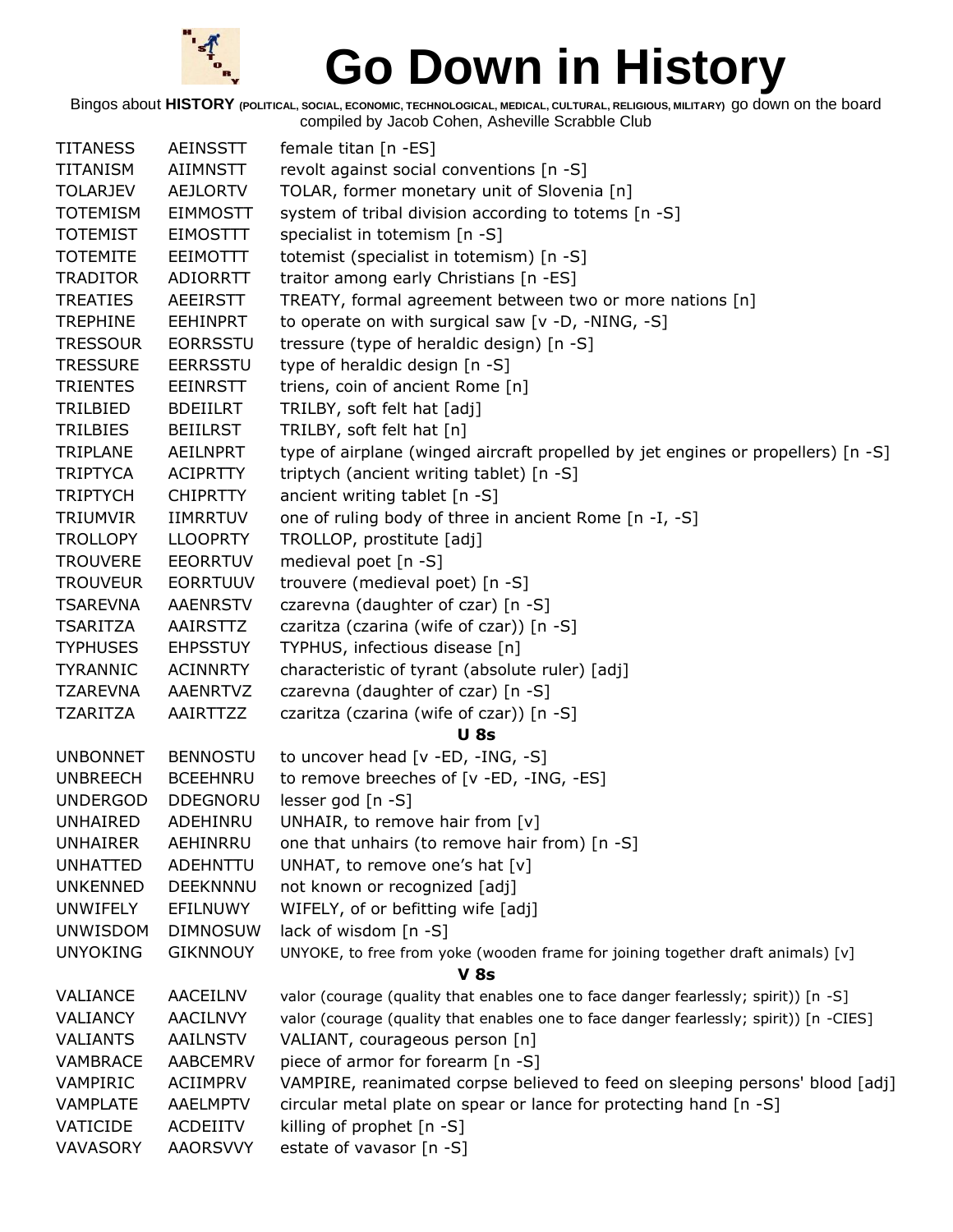# Go Down in History

Bingos about **HISTORY** (POLITICAL, SOCIAL, ECONOMIC, TECHNOLOGICAL, MEDICAL, CULTURAL, RELIGIOUS, MILITARY) go down on the board compiled by Jacob Cohen, Asheville Scrabble Club

| | | |
|---|---|---|
| TITANESS | AEINSSTT | female titan [n -ES] |
| TITANISM | AIIMNSTT | revolt against social conventions [n -S] |
| TOLARJEV | AEJLORTV | TOLAR, former monetary unit of Slovenia [n] |
| TOTEMISM | EIMMOSTT | system of tribal division according to totems [n -S] |
| TOTEMIST | EIMOSTTT | specialist in totemism [n -S] |
| TOTEMITE | EEIMOTTT | totemist (specialist in totemism) [n -S] |
| TRADITOR | ADIORRTT | traitor among early Christians [n -ES] |
| TREATIES | AEEIRSTT | TREATY, formal agreement between two or more nations [n] |
| TREPHINE | EEHINPRT | to operate on with surgical saw [v -D, -NING, -S] |
| TRESSOUR | EORRSSTU | tressure (type of heraldic design) [n -S] |
| TRESSURE | EERRSSTU | type of heraldic design [n -S] |
| TRIENTES | EEINRSTT | triens, coin of ancient Rome [n] |
| TRILBIED | BDEIILRT | TRILBY, soft felt hat [adj] |
| TRILBIES | BEIILRST | TRILBY, soft felt hat [n] |
| TRIPLANE | AEILNPRT | type of airplane (winged aircraft propelled by jet engines or propellers) [n -S] |
| TRIPTYCA | ACIPRTTY | triptych (ancient writing tablet) [n -S] |
| TRIPTYCH | CHIPRTTY | ancient writing tablet [n -S] |
| TRIUMVIR | IIMRRTUV | one of ruling body of three in ancient Rome [n -I, -S] |
| TROLLOPY | LLOOPRTY | TROLLOP, prostitute [adj] |
| TROUVERE | EEORRTUV | medieval poet [n -S] |
| TROUVEUR | EORRTUUV | trouvere (medieval poet) [n -S] |
| TSAREVNA | AAENRSTV | czarevna (daughter of czar) [n -S] |
| TSARITZA | AAIRSTTZ | czaritza (czarina (wife of czar)) [n -S] |
| TYPHUSES | EHPSSTUY | TYPHUS, infectious disease [n] |
| TYRANNIC | ACINNRTY | characteristic of tyrant (absolute ruler) [adj] |
| TZAREVNA | AAENRTVZ | czarevna (daughter of czar) [n -S] |
| TZARITZA | AAIRTTZZ | czaritza (czarina (wife of czar)) [n -S] |

### U 8s

| | | |
|---|---|---|
| UNBONNET | BENNOSTU | to uncover head [v -ED, -ING, -S] |
| UNBREECH | BCEEHNRU | to remove breeches of [v -ED, -ING, -ES] |
| UNDERGOD | DDEGNORU | lesser god [n -S] |
| UNHAIRED | ADEHINRU | UNHAIR, to remove hair from [v] |
| UNHAIRER | AEHINRRU | one that unhairs (to remove hair from) [n -S] |
| UNHATTED | ADEHNTTU | UNHAT, to remove one's hat [v] |
| UNKENNED | DEEKNNNU | not known or recognized [adj] |
| UNWIFELY | EFILNUWY | WIFELY, of or befitting wife [adj] |
| UNWISDOM | DIMNOSUW | lack of wisdom [n -S] |
| UNYOKING | GIKNNOUY | UNYOKE, to free from yoke (wooden frame for joining together draft animals) [v] |

### V 8s

| | | |
|---|---|---|
| VALIANCE | AACEILNV | valor (courage (quality that enables one to face danger fearlessly; spirit)) [n -S] |
| VALIANCY | AACILNVY | valor (courage (quality that enables one to face danger fearlessly; spirit)) [n -CIES] |
| VALIANTS | AAILNSTV | VALIANT, courageous person [n] |
| VAMBRACE | AABCEMRV | piece of armor for forearm [n -S] |
| VAMPIRIC | ACIIMPRV | VAMPIRE, reanimated corpse believed to feed on sleeping persons' blood [adj] |
| VAMPLATE | AAELMPTV | circular metal plate on spear or lance for protecting hand [n -S] |
| VATICIDE | ACDEIITV | killing of prophet [n -S] |
| VAVASORY | AAORSVVY | estate of vavasor [n -S] |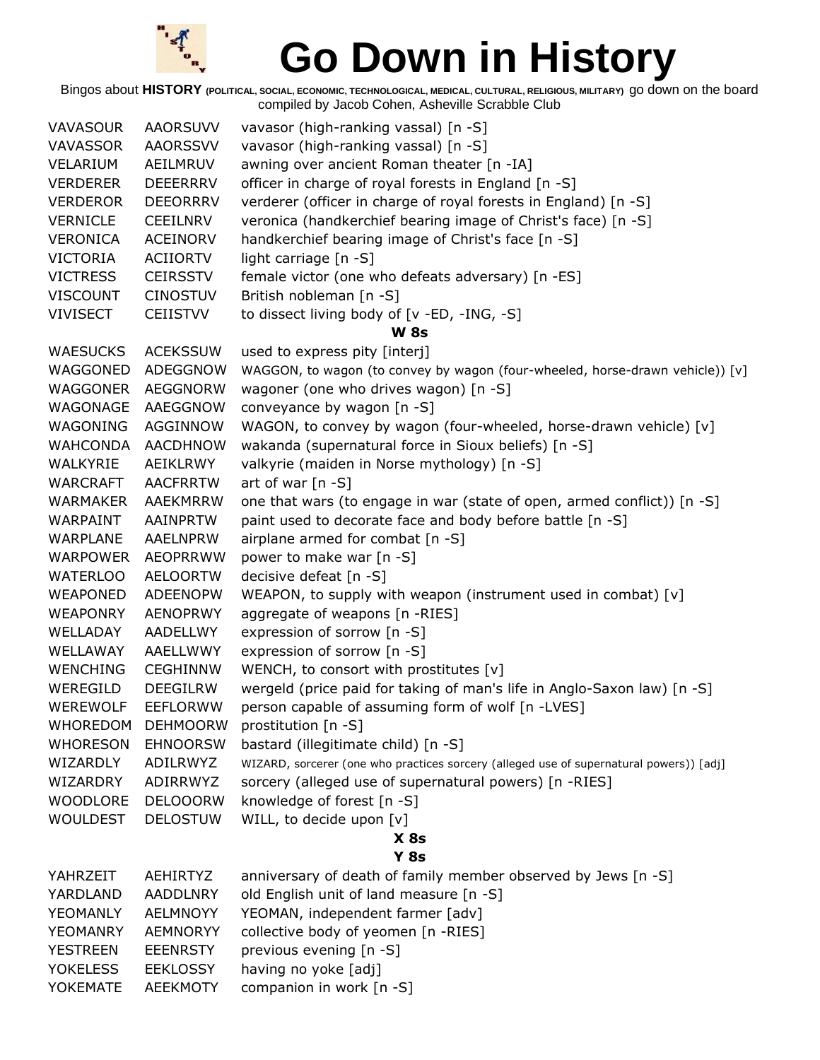# Go Down in History

Bingos about **HISTORY** (POLITICAL, SOCIAL, ECONOMIC, TECHNOLOGICAL, MEDICAL, CULTURAL, RELIGIOUS, MILITARY) go down on the board compiled by Jacob Cohen, Asheville Scrabble Club

| | | |
|---|---|---|
| VAVASOUR | AAORSUVV | vavasor (high-ranking vassal) [n -S] |
| VAVASSOR | AAORSSVV | vavasor (high-ranking vassal) [n -S] |
| VELARIUM | AEILMRUV | awning over ancient Roman theater [n -IA] |
| VERDERER | DEEERRRV | officer in charge of royal forests in England [n -S] |
| VERDEROR | DEEORRRV | verderer (officer in charge of royal forests in England) [n -S] |
| VERNICLE | CEEILNRV | veronica (handkerchief bearing image of Christ's face) [n -S] |
| VERONICA | ACEINORV | handkerchief bearing image of Christ's face [n -S] |
| VICTORIA | ACIIORTV | light carriage [n -S] |
| VICTRESS | CEIRSSTV | female victor (one who defeats adversary) [n -ES] |
| VISCOUNT | CINOSTUV | British nobleman [n -S] |
| VIVISECT | CEIISTVV | to dissect living body of [v -ED, -ING, -S] |

**W 8s**

| | | |
|---|---|---|
| WAESUCKS | ACEKSSUW | used to express pity [interj] |
| WAGGONED | ADEGGNOW | WAGGON, to wagon (to convey by wagon (four-wheeled, horse-drawn vehicle)) [v] |
| WAGGONER | AEGGNORW | wagoner (one who drives wagon) [n -S] |
| WAGONAGE | AAEGGNOW | conveyance by wagon [n -S] |
| WAGONING | AGGINNOW | WAGON, to convey by wagon (four-wheeled, horse-drawn vehicle) [v] |
| WAHCONDA | AACDHNOW | wakanda (supernatural force in Sioux beliefs) [n -S] |
| WALKYRIE | AEIKLRWY | valkyrie (maiden in Norse mythology) [n -S] |
| WARCRAFT | AACFRRTW | art of war [n -S] |
| WARMAKER | AAEKMRRW | one that wars (to engage in war (state of open, armed conflict)) [n -S] |
| WARPAINT | AAINPRTW | paint used to decorate face and body before battle [n -S] |
| WARPLANE | AAELNPRW | airplane armed for combat [n -S] |
| WARPOWER | AEOPRRWW | power to make war [n -S] |
| WATERLOO | AELOORTW | decisive defeat [n -S] |
| WEAPONED | ADEENOPW | WEAPON, to supply with weapon (instrument used in combat) [v] |
| WEAPONRY | AENOPRWY | aggregate of weapons [n -RIES] |
| WELLADAY | AADELLWY | expression of sorrow [n -S] |
| WELLAWAY | AAELLWWY | expression of sorrow [n -S] |
| WENCHING | CEGHINNW | WENCH, to consort with prostitutes [v] |
| WEREGILD | DEEGILRW | wergeld (price paid for taking of man's life in Anglo-Saxon law) [n -S] |
| WEREWOLF | EEFLORWW | person capable of assuming form of wolf [n -LVES] |
| WHOREDOM | DEHMOORW | prostitution [n -S] |
| WHORESON | EHNOORSW | bastard (illegitimate child) [n -S] |
| WIZARDLY | ADILRWYZ | WIZARD, sorcerer (one who practices sorcery (alleged use of supernatural powers)) [adj] |
| WIZARDRY | ADIRRWYZ | sorcery (alleged use of supernatural powers) [n -RIES] |
| WOODLORE | DELOOORW | knowledge of forest [n -S] |
| WOULDEST | DELOSTUW | WILL, to decide upon [v] |

**X 8s**

**Y 8s**

| | | |
|---|---|---|
| YAHRZEIT | AEHIRTYZ | anniversary of death of family member observed by Jews [n -S] |
| YARDLAND | AADDLNRY | old English unit of land measure [n -S] |
| YEOMANLY | AELMNOYY | YEOMAN, independent farmer [adv] |
| YEOMANRY | AEMNORYY | collective body of yeomen [n -RIES] |
| YESTREEN | EEENRSTY | previous evening [n -S] |
| YOKELESS | EEKLOSSY | having no yoke [adj] |
| YOKEMATE | AEEKMOTY | companion in work [n -S] |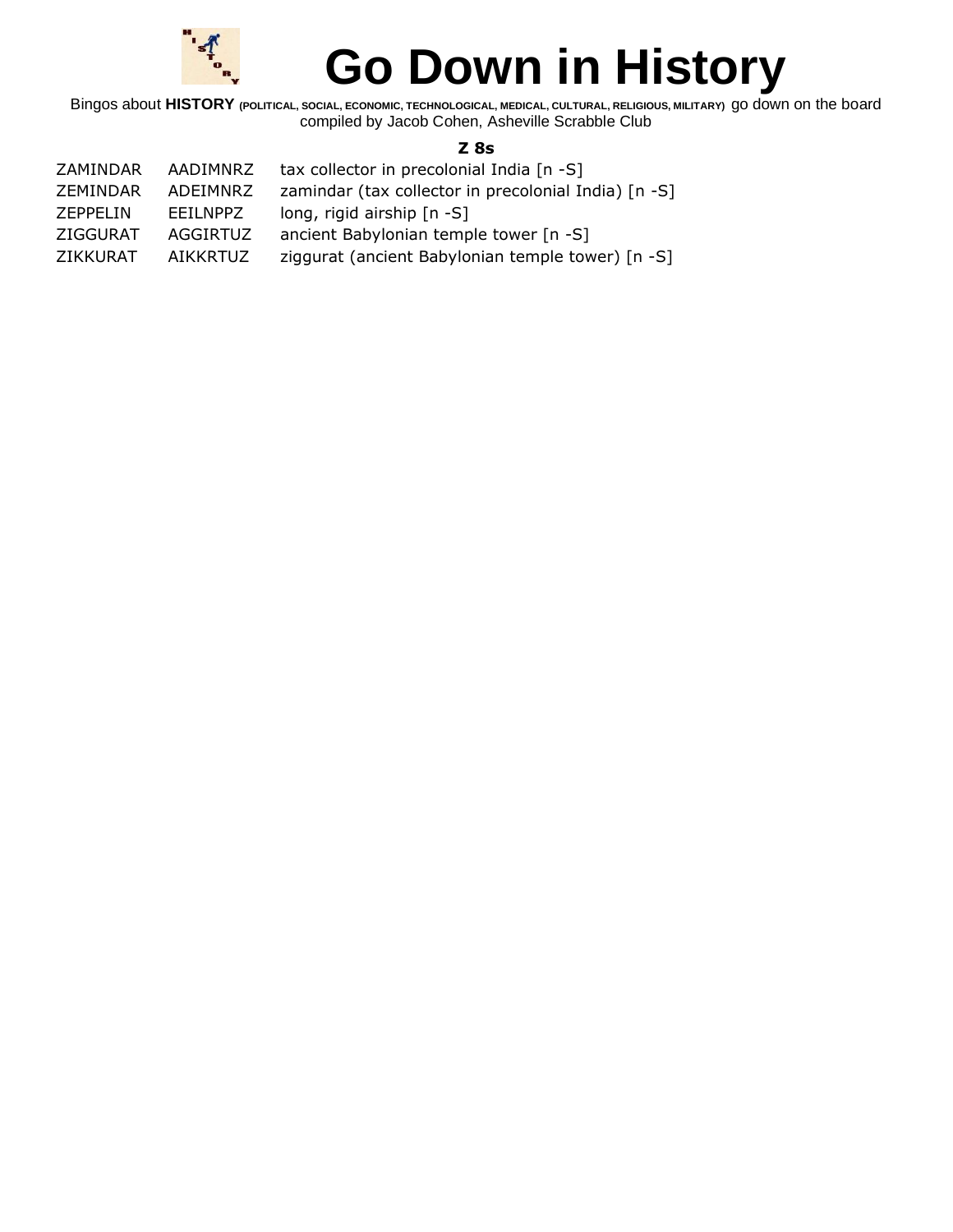# Go Down in History

Bingos about **HISTORY** (POLITICAL, SOCIAL, ECONOMIC, TECHNOLOGICAL, MEDICAL, CULTURAL, RELIGIOUS, MILITARY) go down on the board
compiled by Jacob Cohen, Asheville Scrabble Club

**Z 8s**

| | | |
|---|---|---|
| ZAMINDAR | AADIMNRZ | tax collector in precolonial India [n -S] |
| ZEMINDAR | ADEIMNRZ | zamindar (tax collector in precolonial India) [n -S] |
| ZEPPELIN | EEILNPPZ | long, rigid airship [n -S] |
| ZIGGURAT | AGGIRTUZ | ancient Babylonian temple tower [n -S] |
| ZIKKURAT | AIKKRTUZ | ziggurat (ancient Babylonian temple tower) [n -S] |